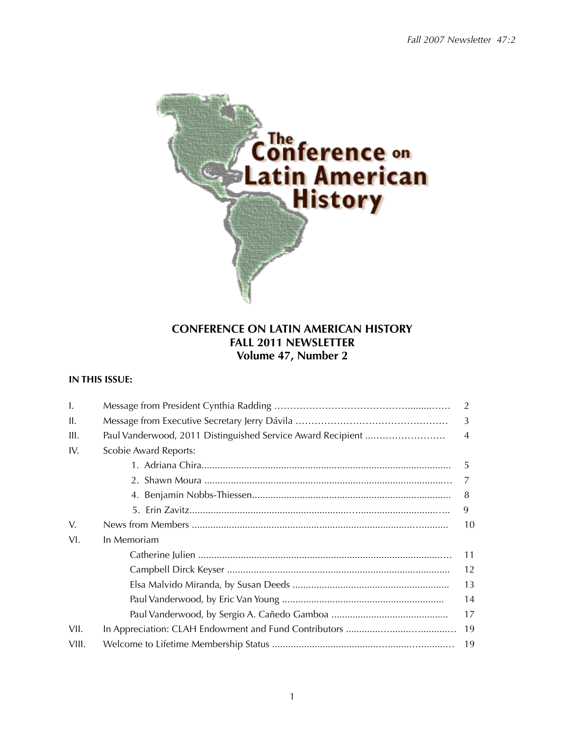# CONFERENCE ON LATIN AMERICAN HISTORY
## FALL 2011 NEWSLETTER
## Volume 47, Number 2

**IN THIS ISSUE:**

| | | |
|---|---|---|
| I. | Message from President Cynthia Radding | 2 |
| II. | Message from Executive Secretary Jerry Dávila | 3 |
| III. | Paul Vanderwood, 2011 Distinguished Service Award Recipient | 4 |
| IV. | Scobie Award Reports: | |
| | 1. Adriana Chira | 5 |
| | 2. Shawn Moura | 7 |
| | 4. Benjamin Nobbs-Thiessen | 8 |
| | 5. Erin Zavitz | 9 |
| V. | News from Members | 10 |
| VI. | In Memoriam | |
| | Catherine Julien | 11 |
| | Campbell Dirck Keyser | 12 |
| | Elsa Malvido Miranda, by Susan Deeds | 13 |
| | Paul Vanderwood, by Eric Van Young | 14 |
| | Paul Vanderwood, by Sergio A. Cañedo Gamboa | 17 |
| VII. | In Appreciation: CLAH Endowment and Fund Contributors | 19 |
| VIII. | Welcome to Lifetime Membership Status | 19 |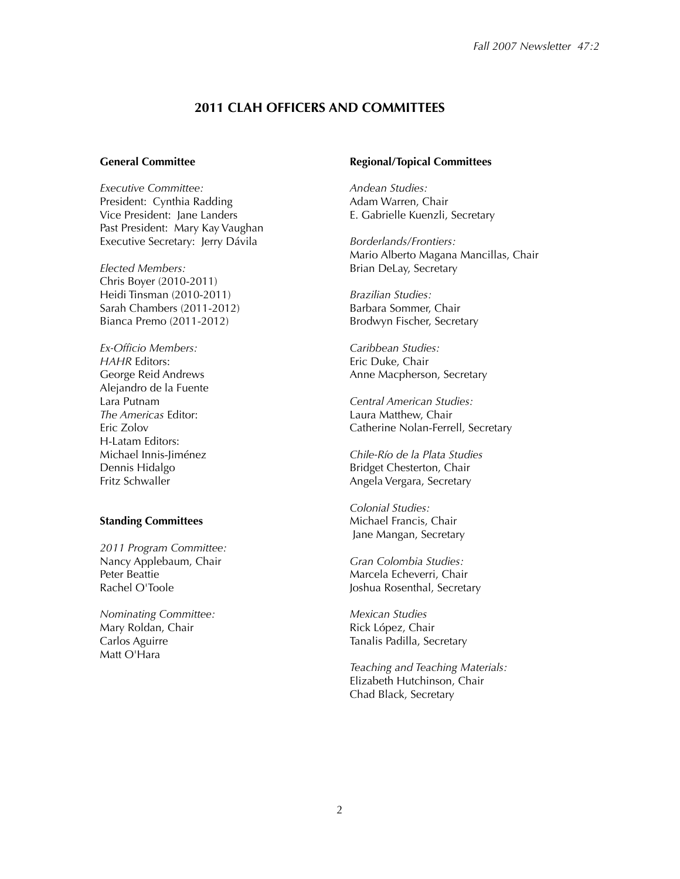## 2011 CLAH OFFICERS AND COMMITTEES

### General Committee

*Executive Committee:*
President: Cynthia Radding
Vice President: Jane Landers
Past President: Mary Kay Vaughan
Executive Secretary: Jerry Dávila

*Elected Members:*
Chris Boyer (2010-2011)
Heidi Tinsman (2010-2011)
Sarah Chambers (2011-2012)
Bianca Premo (2011-2012)

*Ex-Officio Members:*
*HAHR* Editors:
George Reid Andrews
Alejandro de la Fuente
Lara Putnam
*The Americas* Editor:
Eric Zolov
H-Latam Editors:
Michael Innis-Jiménez
Dennis Hidalgo
Fritz Schwaller

### Standing Committees

*2011 Program Committee:*
Nancy Applebaum, Chair
Peter Beattie
Rachel O'Toole

*Nominating Committee:*
Mary Roldan, Chair
Carlos Aguirre
Matt O'Hara

### Regional/Topical Committees

*Andean Studies:*
Adam Warren, Chair
E. Gabrielle Kuenzli, Secretary

*Borderlands/Frontiers:*
Mario Alberto Magana Mancillas, Chair
Brian DeLay, Secretary

*Brazilian Studies:*
Barbara Sommer, Chair
Brodwyn Fischer, Secretary

*Caribbean Studies:*
Eric Duke, Chair
Anne Macpherson, Secretary

*Central American Studies:*
Laura Matthew, Chair
Catherine Nolan-Ferrell, Secretary

*Chile-Río de la Plata Studies*
Bridget Chesterton, Chair
Angela Vergara, Secretary

*Colonial Studies:*
Michael Francis, Chair
Jane Mangan, Secretary

*Gran Colombia Studies:*
Marcela Echeverri, Chair
Joshua Rosenthal, Secretary

*Mexican Studies*
Rick López, Chair
Tanalis Padilla, Secretary

*Teaching and Teaching Materials:*
Elizabeth Hutchinson, Chair
Chad Black, Secretary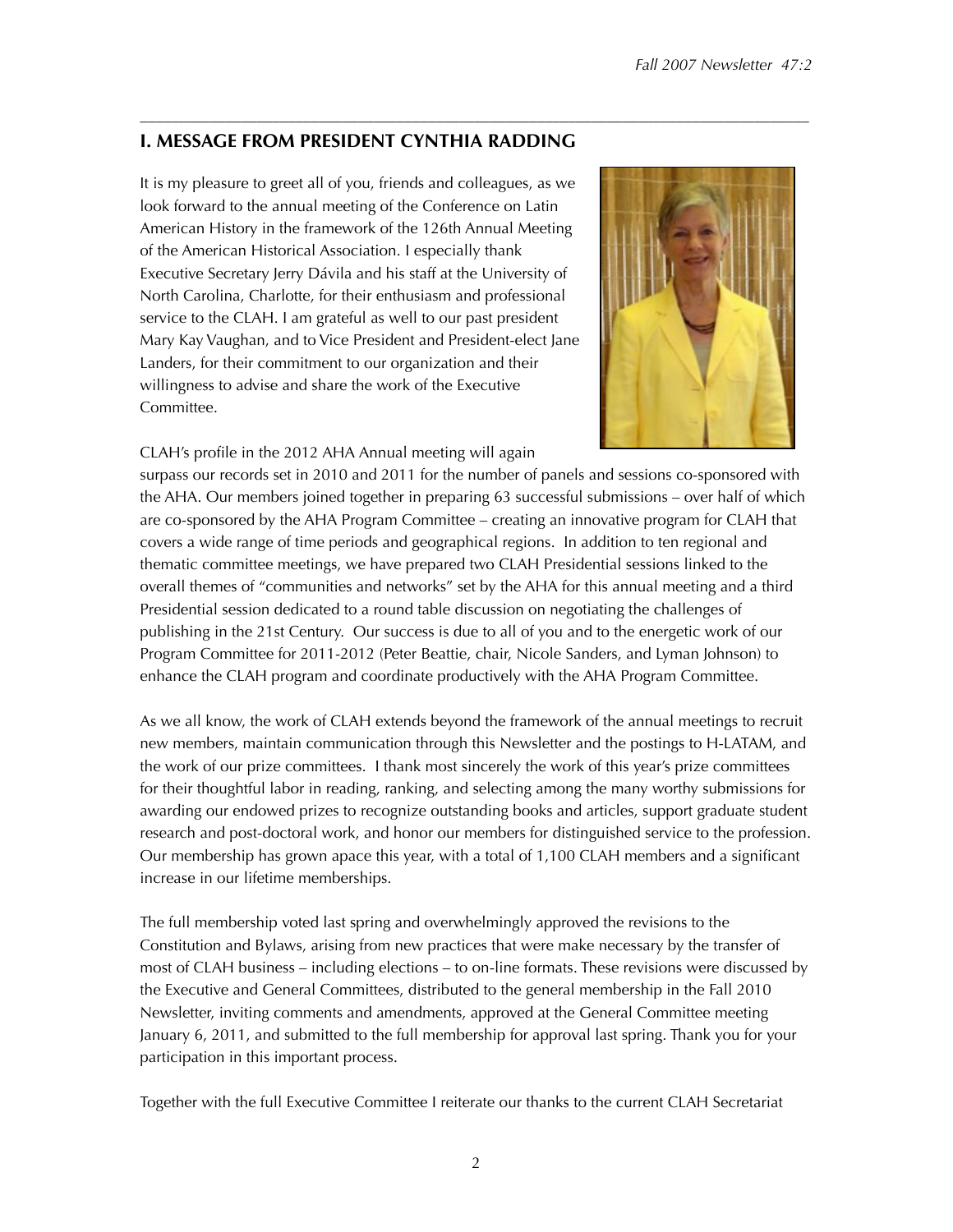## I. MESSAGE FROM PRESIDENT CYNTHIA RADDING

It is my pleasure to greet all of you, friends and colleagues, as we look forward to the annual meeting of the Conference on Latin American History in the framework of the 126th Annual Meeting of the American Historical Association. I especially thank Executive Secretary Jerry Dávila and his staff at the University of North Carolina, Charlotte, for their enthusiasm and professional service to the CLAH. I am grateful as well to our past president Mary Kay Vaughan, and to Vice President and President-elect Jane Landers, for their commitment to our organization and their willingness to advise and share the work of the Executive Committee.

CLAH's profile in the 2012 AHA Annual meeting will again surpass our records set in 2010 and 2011 for the number of panels and sessions co-sponsored with the AHA. Our members joined together in preparing 63 successful submissions – over half of which are co-sponsored by the AHA Program Committee – creating an innovative program for CLAH that covers a wide range of time periods and geographical regions. In addition to ten regional and thematic committee meetings, we have prepared two CLAH Presidential sessions linked to the overall themes of "communities and networks" set by the AHA for this annual meeting and a third Presidential session dedicated to a round table discussion on negotiating the challenges of publishing in the 21st Century. Our success is due to all of you and to the energetic work of our Program Committee for 2011-2012 (Peter Beattie, chair, Nicole Sanders, and Lyman Johnson) to enhance the CLAH program and coordinate productively with the AHA Program Committee.

As we all know, the work of CLAH extends beyond the framework of the annual meetings to recruit new members, maintain communication through this Newsletter and the postings to H-LATAM, and the work of our prize committees. I thank most sincerely the work of this year's prize committees for their thoughtful labor in reading, ranking, and selecting among the many worthy submissions for awarding our endowed prizes to recognize outstanding books and articles, support graduate student research and post-doctoral work, and honor our members for distinguished service to the profession. Our membership has grown apace this year, with a total of 1,100 CLAH members and a significant increase in our lifetime memberships.

The full membership voted last spring and overwhelmingly approved the revisions to the Constitution and Bylaws, arising from new practices that were make necessary by the transfer of most of CLAH business – including elections – to on-line formats. These revisions were discussed by the Executive and General Committees, distributed to the general membership in the Fall 2010 Newsletter, inviting comments and amendments, approved at the General Committee meeting January 6, 2011, and submitted to the full membership for approval last spring. Thank you for your participation in this important process.

Together with the full Executive Committee I reiterate our thanks to the current CLAH Secretariat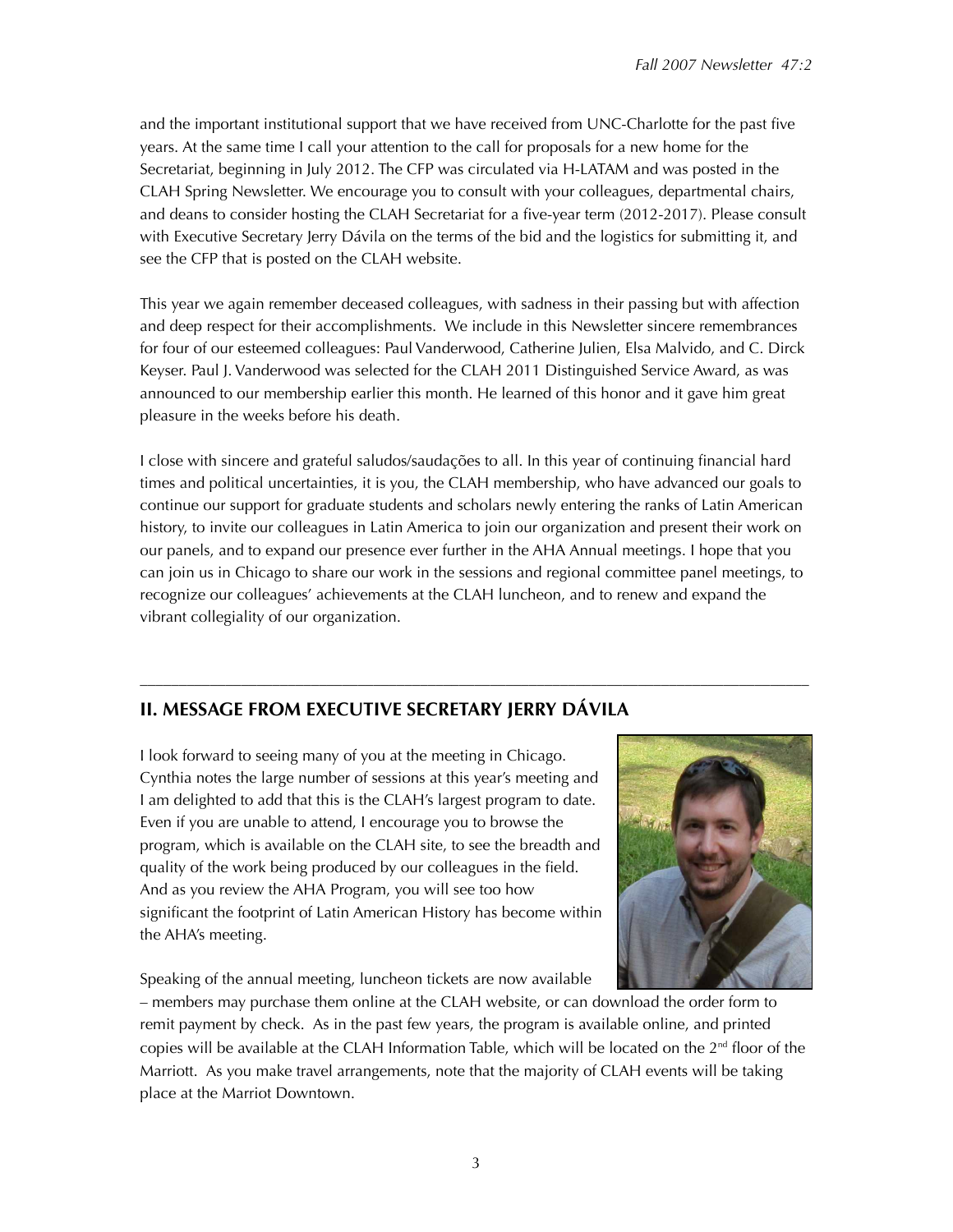and the important institutional support that we have received from UNC-Charlotte for the past five years. At the same time I call your attention to the call for proposals for a new home for the Secretariat, beginning in July 2012. The CFP was circulated via H-LATAM and was posted in the CLAH Spring Newsletter. We encourage you to consult with your colleagues, departmental chairs, and deans to consider hosting the CLAH Secretariat for a five-year term (2012-2017). Please consult with Executive Secretary Jerry Dávila on the terms of the bid and the logistics for submitting it, and see the CFP that is posted on the CLAH website.

This year we again remember deceased colleagues, with sadness in their passing but with affection and deep respect for their accomplishments. We include in this Newsletter sincere remembrances for four of our esteemed colleagues: Paul Vanderwood, Catherine Julien, Elsa Malvido, and C. Dirck Keyser. Paul J. Vanderwood was selected for the CLAH 2011 Distinguished Service Award, as was announced to our membership earlier this month. He learned of this honor and it gave him great pleasure in the weeks before his death.

I close with sincere and grateful saludos/saudações to all. In this year of continuing financial hard times and political uncertainties, it is you, the CLAH membership, who have advanced our goals to continue our support for graduate students and scholars newly entering the ranks of Latin American history, to invite our colleagues in Latin America to join our organization and present their work on our panels, and to expand our presence ever further in the AHA Annual meetings. I hope that you can join us in Chicago to share our work in the sessions and regional committee panel meetings, to recognize our colleagues' achievements at the CLAH luncheon, and to renew and expand the vibrant collegiality of our organization.

---

## II. MESSAGE FROM EXECUTIVE SECRETARY JERRY DÁVILA

I look forward to seeing many of you at the meeting in Chicago. Cynthia notes the large number of sessions at this year's meeting and I am delighted to add that this is the CLAH's largest program to date. Even if you are unable to attend, I encourage you to browse the program, which is available on the CLAH site, to see the breadth and quality of the work being produced by our colleagues in the field. And as you review the AHA Program, you will see too how significant the footprint of Latin American History has become within the AHA's meeting.

Speaking of the annual meeting, luncheon tickets are now available – members may purchase them online at the CLAH website, or can download the order form to remit payment by check. As in the past few years, the program is available online, and printed copies will be available at the CLAH Information Table, which will be located on the 2nd floor of the Marriott. As you make travel arrangements, note that the majority of CLAH events will be taking place at the Marriot Downtown.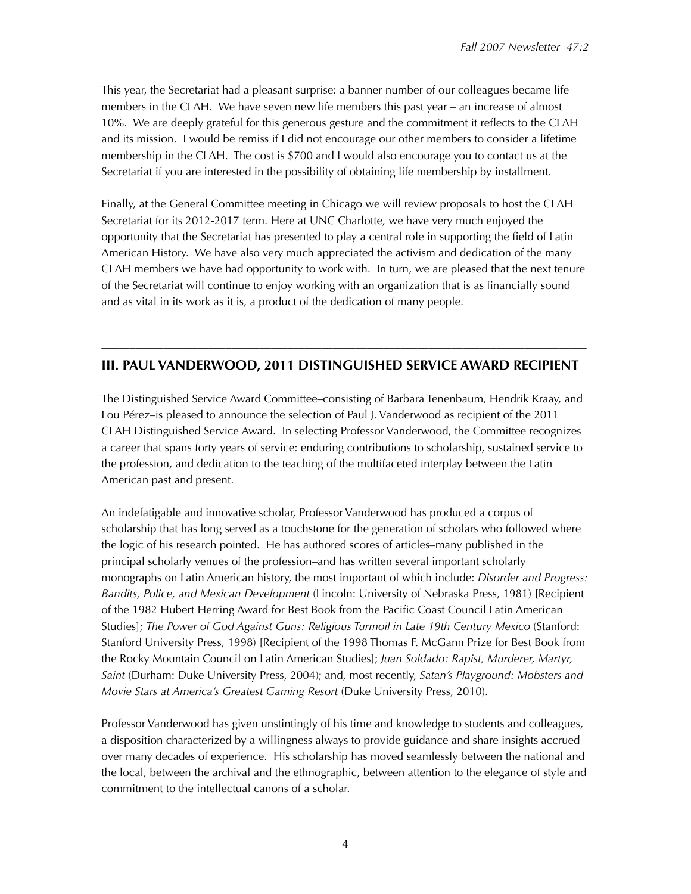This year, the Secretariat had a pleasant surprise: a banner number of our colleagues became life members in the CLAH. We have seven new life members this past year – an increase of almost 10%. We are deeply grateful for this generous gesture and the commitment it reflects to the CLAH and its mission. I would be remiss if I did not encourage our other members to consider a lifetime membership in the CLAH. The cost is $700 and I would also encourage you to contact us at the Secretariat if you are interested in the possibility of obtaining life membership by installment.

Finally, at the General Committee meeting in Chicago we will review proposals to host the CLAH Secretariat for its 2012-2017 term. Here at UNC Charlotte, we have very much enjoyed the opportunity that the Secretariat has presented to play a central role in supporting the field of Latin American History. We have also very much appreciated the activism and dedication of the many CLAH members we have had opportunity to work with. In turn, we are pleased that the next tenure of the Secretariat will continue to enjoy working with an organization that is as financially sound and as vital in its work as it is, a product of the dedication of many people.

---

## III. PAUL VANDERWOOD, 2011 DISTINGUISHED SERVICE AWARD RECIPIENT

The Distinguished Service Award Committee–consisting of Barbara Tenenbaum, Hendrik Kraay, and Lou Pérez–is pleased to announce the selection of Paul J. Vanderwood as recipient of the 2011 CLAH Distinguished Service Award. In selecting Professor Vanderwood, the Committee recognizes a career that spans forty years of service: enduring contributions to scholarship, sustained service to the profession, and dedication to the teaching of the multifaceted interplay between the Latin American past and present.

An indefatigable and innovative scholar, Professor Vanderwood has produced a corpus of scholarship that has long served as a touchstone for the generation of scholars who followed where the logic of his research pointed. He has authored scores of articles–many published in the principal scholarly venues of the profession–and has written several important scholarly monographs on Latin American history, the most important of which include: *Disorder and Progress: Bandits, Police, and Mexican Development* (Lincoln: University of Nebraska Press, 1981) [Recipient of the 1982 Hubert Herring Award for Best Book from the Pacific Coast Council Latin American Studies]; *The Power of God Against Guns: Religious Turmoil in Late 19th Century Mexico* (Stanford: Stanford University Press, 1998) [Recipient of the 1998 Thomas F. McGann Prize for Best Book from the Rocky Mountain Council on Latin American Studies]; *Juan Soldado: Rapist, Murderer, Martyr, Saint* (Durham: Duke University Press, 2004); and, most recently, *Satan's Playground: Mobsters and Movie Stars at America's Greatest Gaming Resort* (Duke University Press, 2010).

Professor Vanderwood has given unstintingly of his time and knowledge to students and colleagues, a disposition characterized by a willingness always to provide guidance and share insights accrued over many decades of experience. His scholarship has moved seamlessly between the national and the local, between the archival and the ethnographic, between attention to the elegance of style and commitment to the intellectual canons of a scholar.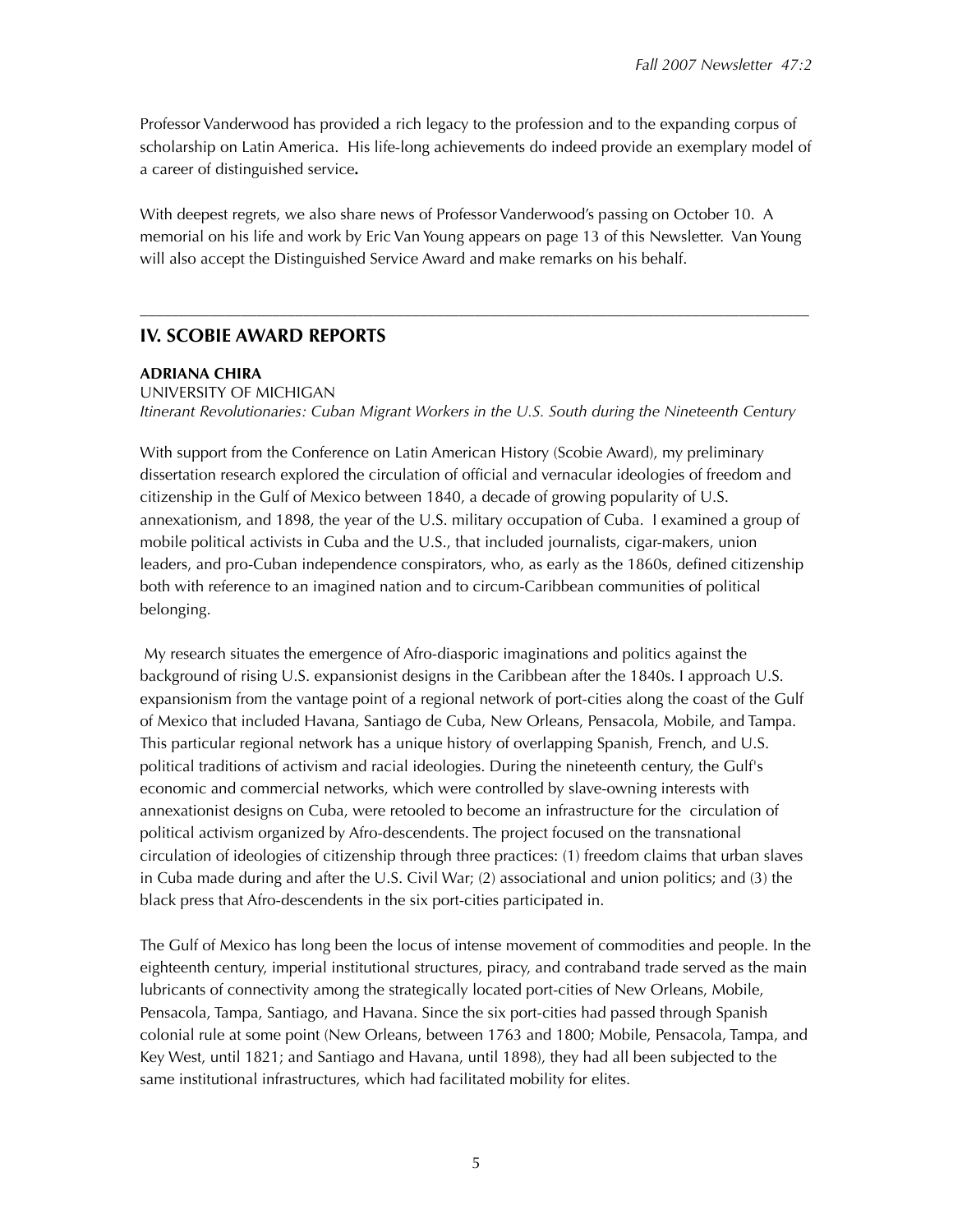Professor Vanderwood has provided a rich legacy to the profession and to the expanding corpus of scholarship on Latin America. His life-long achievements do indeed provide an exemplary model of a career of distinguished service**.**

With deepest regrets, we also share news of Professor Vanderwood's passing on October 10. A memorial on his life and work by Eric Van Young appears on page 13 of this Newsletter. Van Young will also accept the Distinguished Service Award and make remarks on his behalf.

---

## IV. SCOBIE AWARD REPORTS

**ADRIANA CHIRA**
UNIVERSITY OF MICHIGAN
*Itinerant Revolutionaries: Cuban Migrant Workers in the U.S. South during the Nineteenth Century*

With support from the Conference on Latin American History (Scobie Award), my preliminary dissertation research explored the circulation of official and vernacular ideologies of freedom and citizenship in the Gulf of Mexico between 1840, a decade of growing popularity of U.S. annexationism, and 1898, the year of the U.S. military occupation of Cuba. I examined a group of mobile political activists in Cuba and the U.S., that included journalists, cigar-makers, union leaders, and pro-Cuban independence conspirators, who, as early as the 1860s, defined citizenship both with reference to an imagined nation and to circum-Caribbean communities of political belonging.

My research situates the emergence of Afro-diasporic imaginations and politics against the background of rising U.S. expansionist designs in the Caribbean after the 1840s. I approach U.S. expansionism from the vantage point of a regional network of port-cities along the coast of the Gulf of Mexico that included Havana, Santiago de Cuba, New Orleans, Pensacola, Mobile, and Tampa. This particular regional network has a unique history of overlapping Spanish, French, and U.S. political traditions of activism and racial ideologies. During the nineteenth century, the Gulf's economic and commercial networks, which were controlled by slave-owning interests with annexationist designs on Cuba, were retooled to become an infrastructure for the circulation of political activism organized by Afro-descendents. The project focused on the transnational circulation of ideologies of citizenship through three practices: (1) freedom claims that urban slaves in Cuba made during and after the U.S. Civil War; (2) associational and union politics; and (3) the black press that Afro-descendents in the six port-cities participated in.

The Gulf of Mexico has long been the locus of intense movement of commodities and people. In the eighteenth century, imperial institutional structures, piracy, and contraband trade served as the main lubricants of connectivity among the strategically located port-cities of New Orleans, Mobile, Pensacola, Tampa, Santiago, and Havana. Since the six port-cities had passed through Spanish colonial rule at some point (New Orleans, between 1763 and 1800; Mobile, Pensacola, Tampa, and Key West, until 1821; and Santiago and Havana, until 1898), they had all been subjected to the same institutional infrastructures, which had facilitated mobility for elites.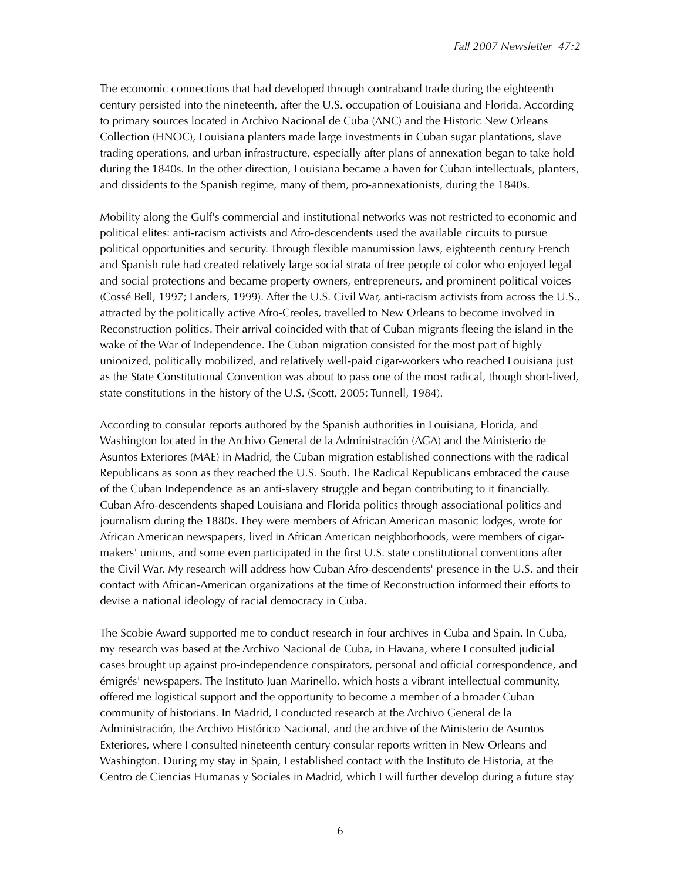The economic connections that had developed through contraband trade during the eighteenth century persisted into the nineteenth, after the U.S. occupation of Louisiana and Florida. According to primary sources located in Archivo Nacional de Cuba (ANC) and the Historic New Orleans Collection (HNOC), Louisiana planters made large investments in Cuban sugar plantations, slave trading operations, and urban infrastructure, especially after plans of annexation began to take hold during the 1840s. In the other direction, Louisiana became a haven for Cuban intellectuals, planters, and dissidents to the Spanish regime, many of them, pro-annexationists, during the 1840s.

Mobility along the Gulf's commercial and institutional networks was not restricted to economic and political elites: anti-racism activists and Afro-descendents used the available circuits to pursue political opportunities and security. Through flexible manumission laws, eighteenth century French and Spanish rule had created relatively large social strata of free people of color who enjoyed legal and social protections and became property owners, entrepreneurs, and prominent political voices (Cossé Bell, 1997; Landers, 1999). After the U.S. Civil War, anti-racism activists from across the U.S., attracted by the politically active Afro-Creoles, travelled to New Orleans to become involved in Reconstruction politics. Their arrival coincided with that of Cuban migrants fleeing the island in the wake of the War of Independence. The Cuban migration consisted for the most part of highly unionized, politically mobilized, and relatively well-paid cigar-workers who reached Louisiana just as the State Constitutional Convention was about to pass one of the most radical, though short-lived, state constitutions in the history of the U.S. (Scott, 2005; Tunnell, 1984).

According to consular reports authored by the Spanish authorities in Louisiana, Florida, and Washington located in the Archivo General de la Administración (AGA) and the Ministerio de Asuntos Exteriores (MAE) in Madrid, the Cuban migration established connections with the radical Republicans as soon as they reached the U.S. South. The Radical Republicans embraced the cause of the Cuban Independence as an anti-slavery struggle and began contributing to it financially. Cuban Afro-descendents shaped Louisiana and Florida politics through associational politics and journalism during the 1880s. They were members of African American masonic lodges, wrote for African American newspapers, lived in African American neighborhoods, were members of cigar-makers' unions, and some even participated in the first U.S. state constitutional conventions after the Civil War. My research will address how Cuban Afro-descendents' presence in the U.S. and their contact with African-American organizations at the time of Reconstruction informed their efforts to devise a national ideology of racial democracy in Cuba.

The Scobie Award supported me to conduct research in four archives in Cuba and Spain. In Cuba, my research was based at the Archivo Nacional de Cuba, in Havana, where I consulted judicial cases brought up against pro-independence conspirators, personal and official correspondence, and émigrés' newspapers. The Instituto Juan Marinello, which hosts a vibrant intellectual community, offered me logistical support and the opportunity to become a member of a broader Cuban community of historians. In Madrid, I conducted research at the Archivo General de la Administración, the Archivo Histórico Nacional, and the archive of the Ministerio de Asuntos Exteriores, where I consulted nineteenth century consular reports written in New Orleans and Washington. During my stay in Spain, I established contact with the Instituto de Historia, at the Centro de Ciencias Humanas y Sociales in Madrid, which I will further develop during a future stay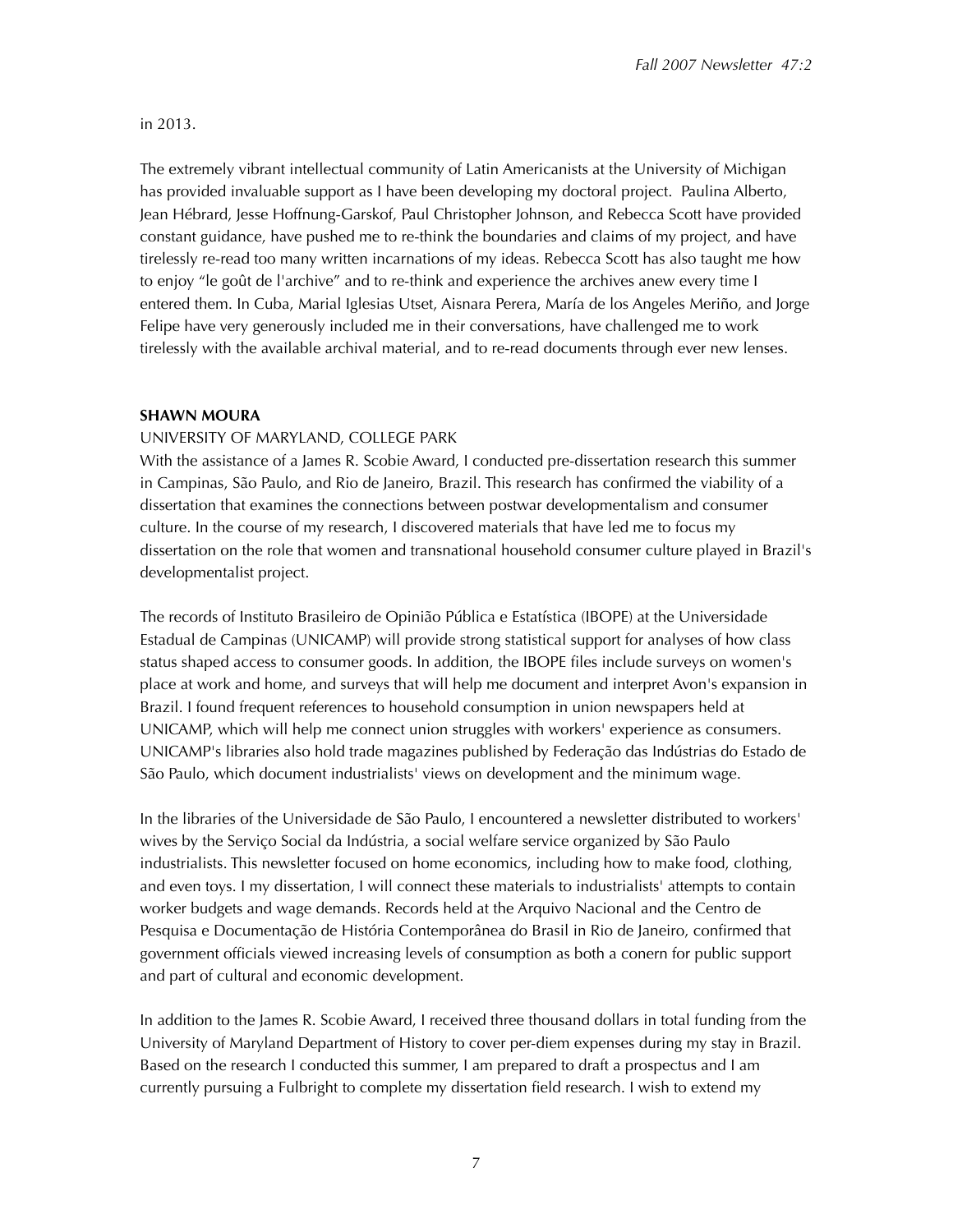in 2013.

The extremely vibrant intellectual community of Latin Americanists at the University of Michigan has provided invaluable support as I have been developing my doctoral project. Paulina Alberto, Jean Hébrard, Jesse Hoffnung-Garskof, Paul Christopher Johnson, and Rebecca Scott have provided constant guidance, have pushed me to re-think the boundaries and claims of my project, and have tirelessly re-read too many written incarnations of my ideas. Rebecca Scott has also taught me how to enjoy "le goût de l'archive" and to re-think and experience the archives anew every time I entered them. In Cuba, Marial Iglesias Utset, Aisnara Perera, María de los Angeles Meriño, and Jorge Felipe have very generously included me in their conversations, have challenged me to work tirelessly with the available archival material, and to re-read documents through ever new lenses.

**SHAWN MOURA**

UNIVERSITY OF MARYLAND, COLLEGE PARK

With the assistance of a James R. Scobie Award, I conducted pre-dissertation research this summer in Campinas, São Paulo, and Rio de Janeiro, Brazil. This research has confirmed the viability of a dissertation that examines the connections between postwar developmentalism and consumer culture. In the course of my research, I discovered materials that have led me to focus my dissertation on the role that women and transnational household consumer culture played in Brazil's developmentalist project.

The records of Instituto Brasileiro de Opinião Pública e Estatística (IBOPE) at the Universidade Estadual de Campinas (UNICAMP) will provide strong statistical support for analyses of how class status shaped access to consumer goods. In addition, the IBOPE files include surveys on women's place at work and home, and surveys that will help me document and interpret Avon's expansion in Brazil. I found frequent references to household consumption in union newspapers held at UNICAMP, which will help me connect union struggles with workers' experience as consumers. UNICAMP's libraries also hold trade magazines published by Federação das Indústrias do Estado de São Paulo, which document industrialists' views on development and the minimum wage.

In the libraries of the Universidade de São Paulo, I encountered a newsletter distributed to workers' wives by the Serviço Social da Indústria, a social welfare service organized by São Paulo industrialists. This newsletter focused on home economics, including how to make food, clothing, and even toys. I my dissertation, I will connect these materials to industrialists' attempts to contain worker budgets and wage demands. Records held at the Arquivo Nacional and the Centro de Pesquisa e Documentação de História Contemporânea do Brasil in Rio de Janeiro, confirmed that government officials viewed increasing levels of consumption as both a conern for public support and part of cultural and economic development.

In addition to the James R. Scobie Award, I received three thousand dollars in total funding from the University of Maryland Department of History to cover per-diem expenses during my stay in Brazil. Based on the research I conducted this summer, I am prepared to draft a prospectus and I am currently pursuing a Fulbright to complete my dissertation field research. I wish to extend my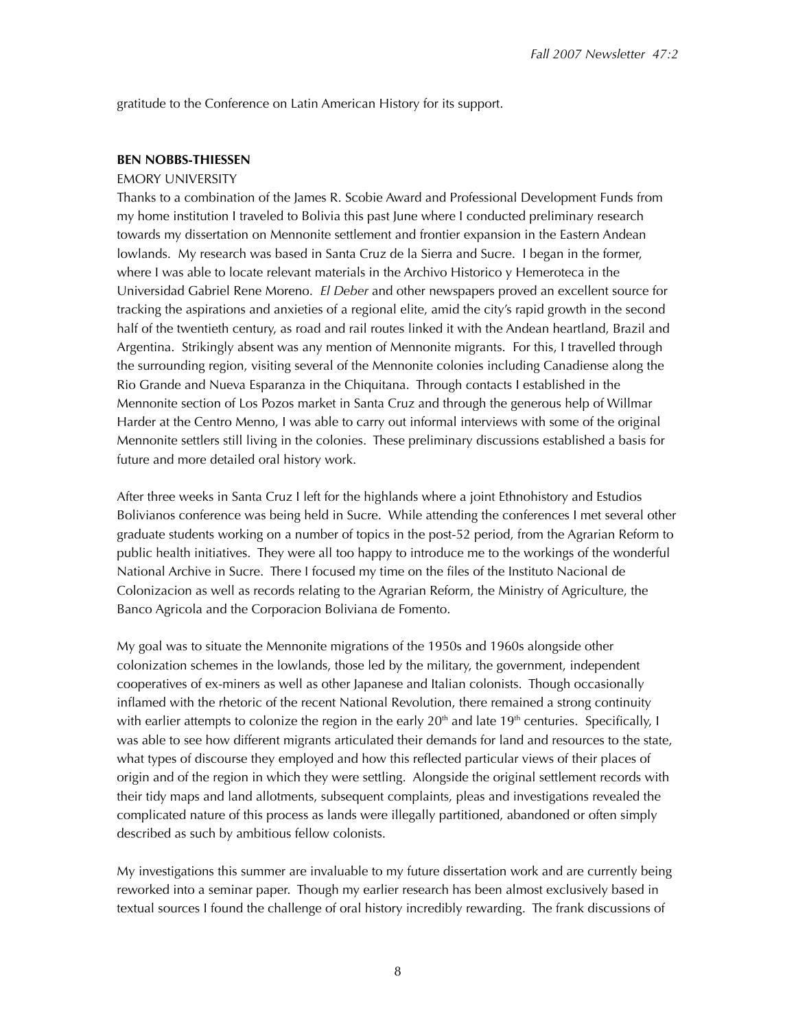gratitude to the Conference on Latin American History for its support.

**BEN NOBBS-THIESSEN**

EMORY UNIVERSITY

Thanks to a combination of the James R. Scobie Award and Professional Development Funds from my home institution I traveled to Bolivia this past June where I conducted preliminary research towards my dissertation on Mennonite settlement and frontier expansion in the Eastern Andean lowlands. My research was based in Santa Cruz de la Sierra and Sucre. I began in the former, where I was able to locate relevant materials in the Archivo Historico y Hemeroteca in the Universidad Gabriel Rene Moreno. *El Deber* and other newspapers proved an excellent source for tracking the aspirations and anxieties of a regional elite, amid the city's rapid growth in the second half of the twentieth century, as road and rail routes linked it with the Andean heartland, Brazil and Argentina. Strikingly absent was any mention of Mennonite migrants. For this, I travelled through the surrounding region, visiting several of the Mennonite colonies including Canadiense along the Rio Grande and Nueva Esparanza in the Chiquitana. Through contacts I established in the Mennonite section of Los Pozos market in Santa Cruz and through the generous help of Willmar Harder at the Centro Menno, I was able to carry out informal interviews with some of the original Mennonite settlers still living in the colonies. These preliminary discussions established a basis for future and more detailed oral history work.

After three weeks in Santa Cruz I left for the highlands where a joint Ethnohistory and Estudios Bolivianos conference was being held in Sucre. While attending the conferences I met several other graduate students working on a number of topics in the post-52 period, from the Agrarian Reform to public health initiatives. They were all too happy to introduce me to the workings of the wonderful National Archive in Sucre. There I focused my time on the files of the Instituto Nacional de Colonizacion as well as records relating to the Agrarian Reform, the Ministry of Agriculture, the Banco Agricola and the Corporacion Boliviana de Fomento.

My goal was to situate the Mennonite migrations of the 1950s and 1960s alongside other colonization schemes in the lowlands, those led by the military, the government, independent cooperatives of ex-miners as well as other Japanese and Italian colonists. Though occasionally inflamed with the rhetoric of the recent National Revolution, there remained a strong continuity with earlier attempts to colonize the region in the early 20th and late 19th centuries. Specifically, I was able to see how different migrants articulated their demands for land and resources to the state, what types of discourse they employed and how this reflected particular views of their places of origin and of the region in which they were settling. Alongside the original settlement records with their tidy maps and land allotments, subsequent complaints, pleas and investigations revealed the complicated nature of this process as lands were illegally partitioned, abandoned or often simply described as such by ambitious fellow colonists.

My investigations this summer are invaluable to my future dissertation work and are currently being reworked into a seminar paper. Though my earlier research has been almost exclusively based in textual sources I found the challenge of oral history incredibly rewarding. The frank discussions of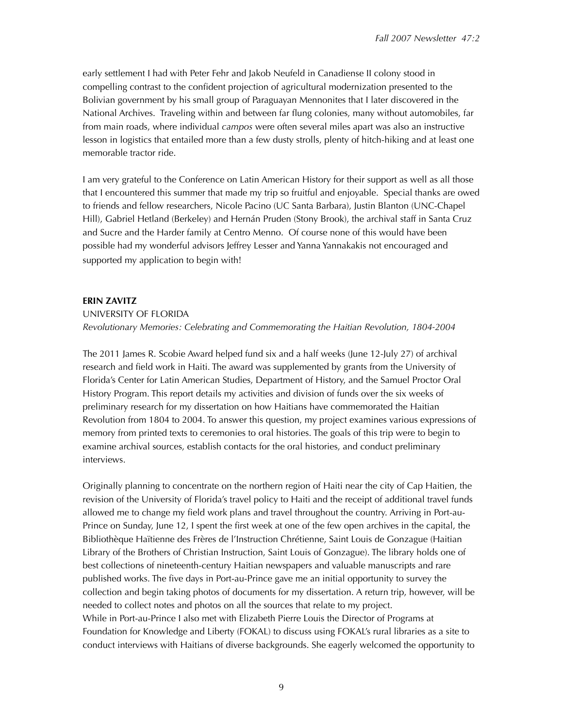early settlement I had with Peter Fehr and Jakob Neufeld in Canadiense II colony stood in compelling contrast to the confident projection of agricultural modernization presented to the Bolivian government by his small group of Paraguayan Mennonites that I later discovered in the National Archives. Traveling within and between far flung colonies, many without automobiles, far from main roads, where individual *campos* were often several miles apart was also an instructive lesson in logistics that entailed more than a few dusty strolls, plenty of hitch-hiking and at least one memorable tractor ride.

I am very grateful to the Conference on Latin American History for their support as well as all those that I encountered this summer that made my trip so fruitful and enjoyable. Special thanks are owed to friends and fellow researchers, Nicole Pacino (UC Santa Barbara), Justin Blanton (UNC-Chapel Hill), Gabriel Hetland (Berkeley) and Hernán Pruden (Stony Brook), the archival staff in Santa Cruz and Sucre and the Harder family at Centro Menno. Of course none of this would have been possible had my wonderful advisors Jeffrey Lesser and Yanna Yannakakis not encouraged and supported my application to begin with!

**ERIN ZAVITZ**

UNIVERSITY OF FLORIDA

*Revolutionary Memories: Celebrating and Commemorating the Haitian Revolution, 1804-2004*

The 2011 James R. Scobie Award helped fund six and a half weeks (June 12-July 27) of archival research and field work in Haiti. The award was supplemented by grants from the University of Florida's Center for Latin American Studies, Department of History, and the Samuel Proctor Oral History Program. This report details my activities and division of funds over the six weeks of preliminary research for my dissertation on how Haitians have commemorated the Haitian Revolution from 1804 to 2004. To answer this question, my project examines various expressions of memory from printed texts to ceremonies to oral histories. The goals of this trip were to begin to examine archival sources, establish contacts for the oral histories, and conduct preliminary interviews.

Originally planning to concentrate on the northern region of Haiti near the city of Cap Haitien, the revision of the University of Florida's travel policy to Haiti and the receipt of additional travel funds allowed me to change my field work plans and travel throughout the country. Arriving in Port-au-Prince on Sunday, June 12, I spent the first week at one of the few open archives in the capital, the Bibliothèque Haïtienne des Frères de l'Instruction Chrétienne, Saint Louis de Gonzague (Haitian Library of the Brothers of Christian Instruction, Saint Louis of Gonzague). The library holds one of best collections of nineteenth-century Haitian newspapers and valuable manuscripts and rare published works. The five days in Port-au-Prince gave me an initial opportunity to survey the collection and begin taking photos of documents for my dissertation. A return trip, however, will be needed to collect notes and photos on all the sources that relate to my project.

While in Port-au-Prince I also met with Elizabeth Pierre Louis the Director of Programs at Foundation for Knowledge and Liberty (FOKAL) to discuss using FOKAL's rural libraries as a site to conduct interviews with Haitians of diverse backgrounds. She eagerly welcomed the opportunity to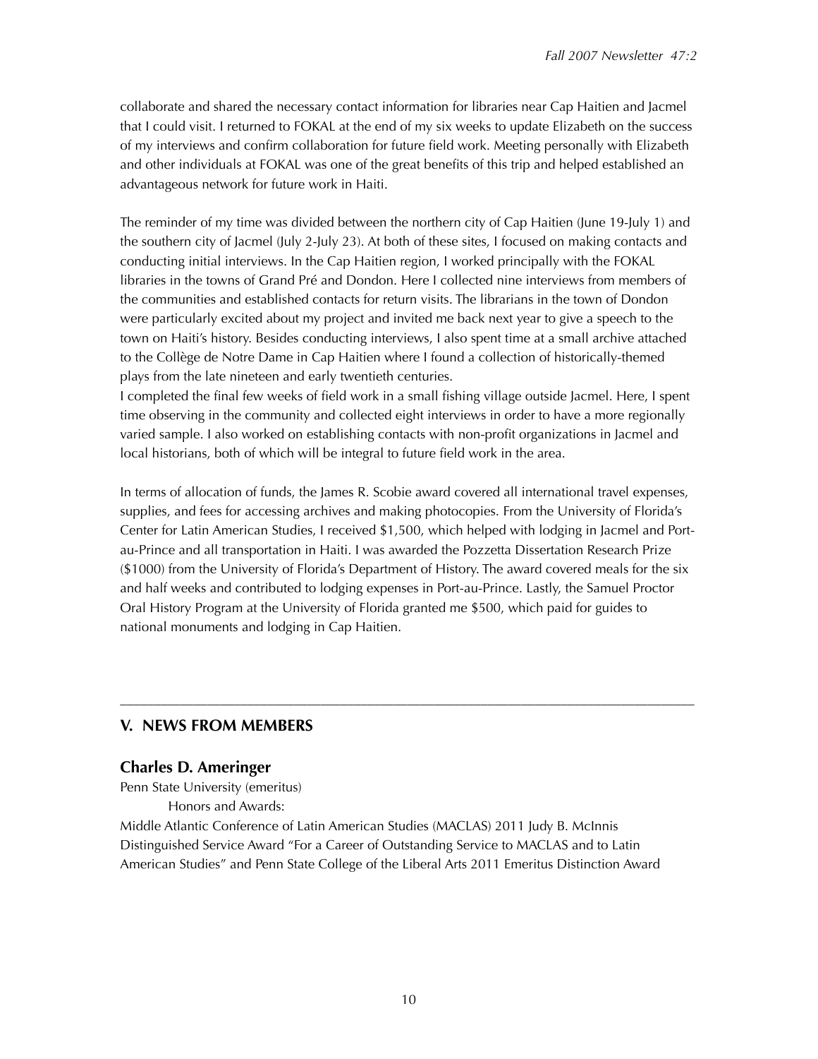collaborate and shared the necessary contact information for libraries near Cap Haitien and Jacmel that I could visit. I returned to FOKAL at the end of my six weeks to update Elizabeth on the success of my interviews and confirm collaboration for future field work. Meeting personally with Elizabeth and other individuals at FOKAL was one of the great benefits of this trip and helped established an advantageous network for future work in Haiti.

The reminder of my time was divided between the northern city of Cap Haitien (June 19-July 1) and the southern city of Jacmel (July 2-July 23). At both of these sites, I focused on making contacts and conducting initial interviews. In the Cap Haitien region, I worked principally with the FOKAL libraries in the towns of Grand Pré and Dondon. Here I collected nine interviews from members of the communities and established contacts for return visits. The librarians in the town of Dondon were particularly excited about my project and invited me back next year to give a speech to the town on Haiti's history. Besides conducting interviews, I also spent time at a small archive attached to the Collège de Notre Dame in Cap Haitien where I found a collection of historically-themed plays from the late nineteen and early twentieth centuries.

I completed the final few weeks of field work in a small fishing village outside Jacmel. Here, I spent time observing in the community and collected eight interviews in order to have a more regionally varied sample. I also worked on establishing contacts with non-profit organizations in Jacmel and local historians, both of which will be integral to future field work in the area.

In terms of allocation of funds, the James R. Scobie award covered all international travel expenses, supplies, and fees for accessing archives and making photocopies. From the University of Florida's Center for Latin American Studies, I received $1,500, which helped with lodging in Jacmel and Port-au-Prince and all transportation in Haiti. I was awarded the Pozzetta Dissertation Research Prize ($1000) from the University of Florida's Department of History. The award covered meals for the six and half weeks and contributed to lodging expenses in Port-au-Prince. Lastly, the Samuel Proctor Oral History Program at the University of Florida granted me $500, which paid for guides to national monuments and lodging in Cap Haitien.

---

## V. NEWS FROM MEMBERS

### Charles D. Ameringer

Penn State University (emeritus)

Honors and Awards:

Middle Atlantic Conference of Latin American Studies (MACLAS) 2011 Judy B. McInnis Distinguished Service Award "For a Career of Outstanding Service to MACLAS and to Latin American Studies" and Penn State College of the Liberal Arts 2011 Emeritus Distinction Award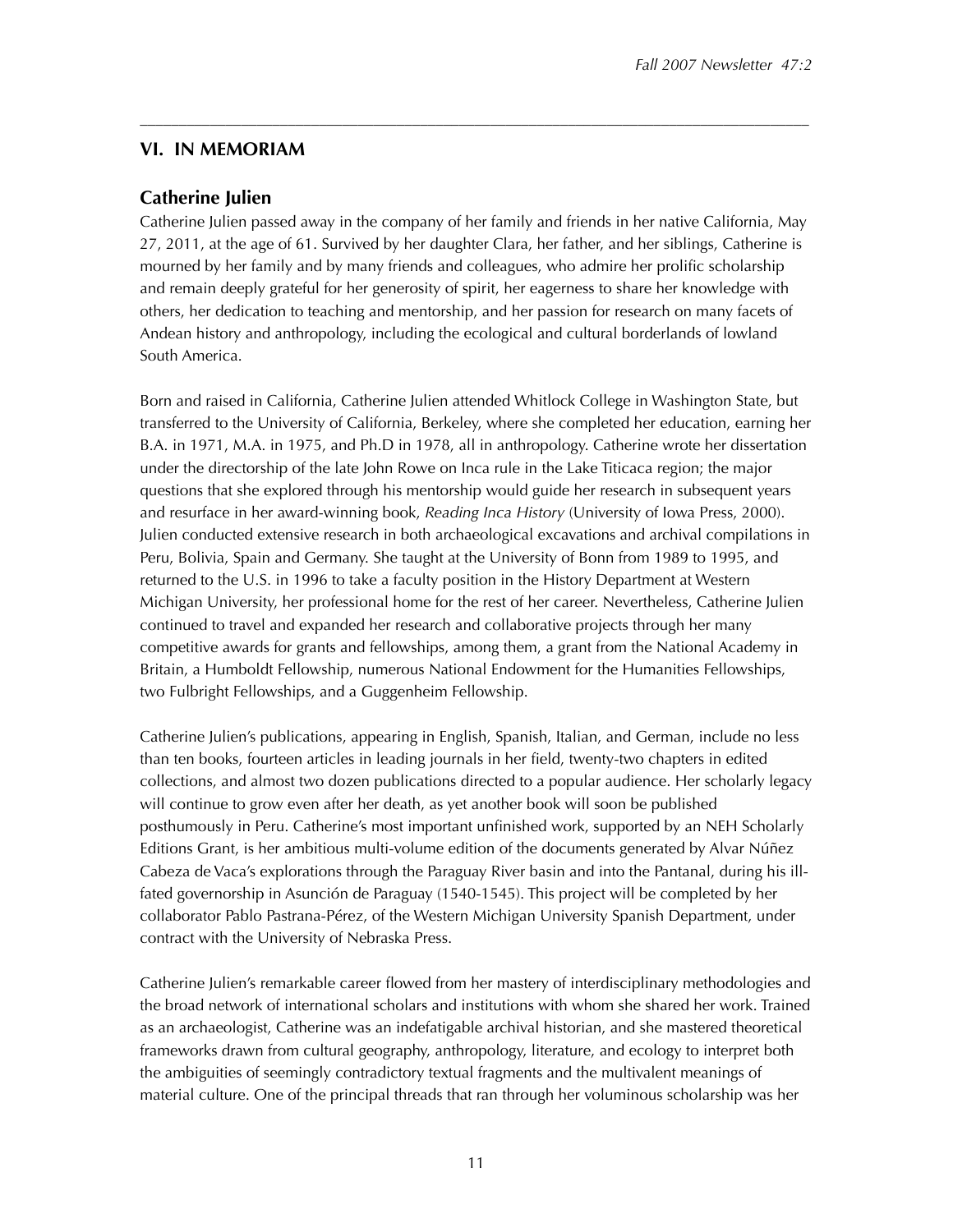## VI. IN MEMORIAM

### Catherine Julien

Catherine Julien passed away in the company of her family and friends in her native California, May 27, 2011, at the age of 61. Survived by her daughter Clara, her father, and her siblings, Catherine is mourned by her family and by many friends and colleagues, who admire her prolific scholarship and remain deeply grateful for her generosity of spirit, her eagerness to share her knowledge with others, her dedication to teaching and mentorship, and her passion for research on many facets of Andean history and anthropology, including the ecological and cultural borderlands of lowland South America.

Born and raised in California, Catherine Julien attended Whitlock College in Washington State, but transferred to the University of California, Berkeley, where she completed her education, earning her B.A. in 1971, M.A. in 1975, and Ph.D in 1978, all in anthropology. Catherine wrote her dissertation under the directorship of the late John Rowe on Inca rule in the Lake Titicaca region; the major questions that she explored through his mentorship would guide her research in subsequent years and resurface in her award-winning book, *Reading Inca History* (University of Iowa Press, 2000). Julien conducted extensive research in both archaeological excavations and archival compilations in Peru, Bolivia, Spain and Germany. She taught at the University of Bonn from 1989 to 1995, and returned to the U.S. in 1996 to take a faculty position in the History Department at Western Michigan University, her professional home for the rest of her career. Nevertheless, Catherine Julien continued to travel and expanded her research and collaborative projects through her many competitive awards for grants and fellowships, among them, a grant from the National Academy in Britain, a Humboldt Fellowship, numerous National Endowment for the Humanities Fellowships, two Fulbright Fellowships, and a Guggenheim Fellowship.

Catherine Julien's publications, appearing in English, Spanish, Italian, and German, include no less than ten books, fourteen articles in leading journals in her field, twenty-two chapters in edited collections, and almost two dozen publications directed to a popular audience. Her scholarly legacy will continue to grow even after her death, as yet another book will soon be published posthumously in Peru. Catherine's most important unfinished work, supported by an NEH Scholarly Editions Grant, is her ambitious multi-volume edition of the documents generated by Alvar Núñez Cabeza de Vaca's explorations through the Paraguay River basin and into the Pantanal, during his ill-fated governorship in Asunción de Paraguay (1540-1545). This project will be completed by her collaborator Pablo Pastrana-Pérez, of the Western Michigan University Spanish Department, under contract with the University of Nebraska Press.

Catherine Julien's remarkable career flowed from her mastery of interdisciplinary methodologies and the broad network of international scholars and institutions with whom she shared her work. Trained as an archaeologist, Catherine was an indefatigable archival historian, and she mastered theoretical frameworks drawn from cultural geography, anthropology, literature, and ecology to interpret both the ambiguities of seemingly contradictory textual fragments and the multivalent meanings of material culture. One of the principal threads that ran through her voluminous scholarship was her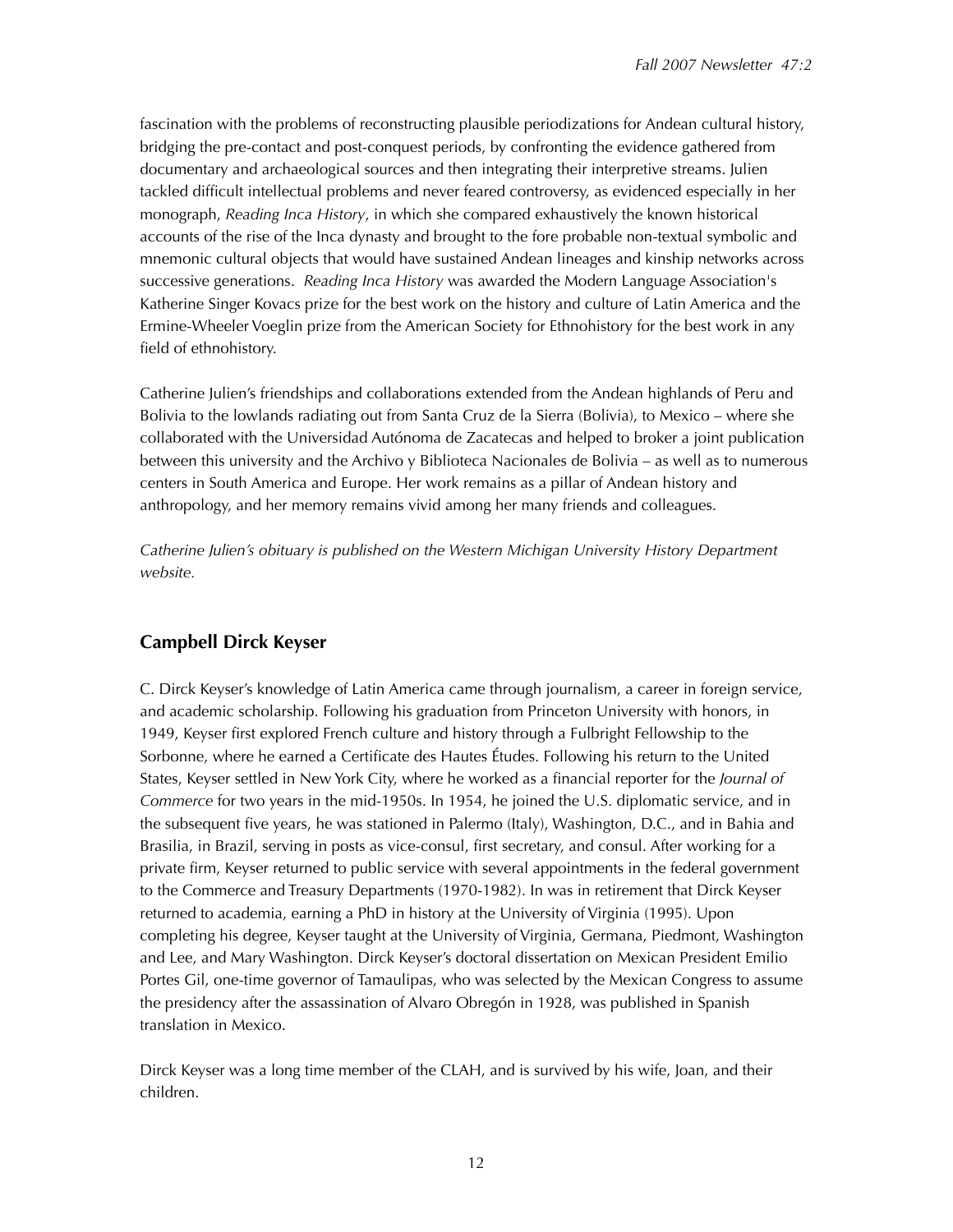fascination with the problems of reconstructing plausible periodizations for Andean cultural history, bridging the pre-contact and post-conquest periods, by confronting the evidence gathered from documentary and archaeological sources and then integrating their interpretive streams. Julien tackled difficult intellectual problems and never feared controversy, as evidenced especially in her monograph, *Reading Inca History*, in which she compared exhaustively the known historical accounts of the rise of the Inca dynasty and brought to the fore probable non-textual symbolic and mnemonic cultural objects that would have sustained Andean lineages and kinship networks across successive generations. *Reading Inca History* was awarded the Modern Language Association's Katherine Singer Kovacs prize for the best work on the history and culture of Latin America and the Ermine-Wheeler Voeglin prize from the American Society for Ethnohistory for the best work in any field of ethnohistory.

Catherine Julien's friendships and collaborations extended from the Andean highlands of Peru and Bolivia to the lowlands radiating out from Santa Cruz de la Sierra (Bolivia), to Mexico – where she collaborated with the Universidad Autónoma de Zacatecas and helped to broker a joint publication between this university and the Archivo y Biblioteca Nacionales de Bolivia – as well as to numerous centers in South America and Europe. Her work remains as a pillar of Andean history and anthropology, and her memory remains vivid among her many friends and colleagues.

*Catherine Julien's obituary is published on the Western Michigan University History Department website.*

## Campbell Dirck Keyser

C. Dirck Keyser's knowledge of Latin America came through journalism, a career in foreign service, and academic scholarship. Following his graduation from Princeton University with honors, in 1949, Keyser first explored French culture and history through a Fulbright Fellowship to the Sorbonne, where he earned a Certificate des Hautes Études. Following his return to the United States, Keyser settled in New York City, where he worked as a financial reporter for the *Journal of Commerce* for two years in the mid-1950s. In 1954, he joined the U.S. diplomatic service, and in the subsequent five years, he was stationed in Palermo (Italy), Washington, D.C., and in Bahia and Brasilia, in Brazil, serving in posts as vice-consul, first secretary, and consul. After working for a private firm, Keyser returned to public service with several appointments in the federal government to the Commerce and Treasury Departments (1970-1982). In was in retirement that Dirck Keyser returned to academia, earning a PhD in history at the University of Virginia (1995). Upon completing his degree, Keyser taught at the University of Virginia, Germana, Piedmont, Washington and Lee, and Mary Washington. Dirck Keyser's doctoral dissertation on Mexican President Emilio Portes Gil, one-time governor of Tamaulipas, who was selected by the Mexican Congress to assume the presidency after the assassination of Alvaro Obregón in 1928, was published in Spanish translation in Mexico.

Dirck Keyser was a long time member of the CLAH, and is survived by his wife, Joan, and their children.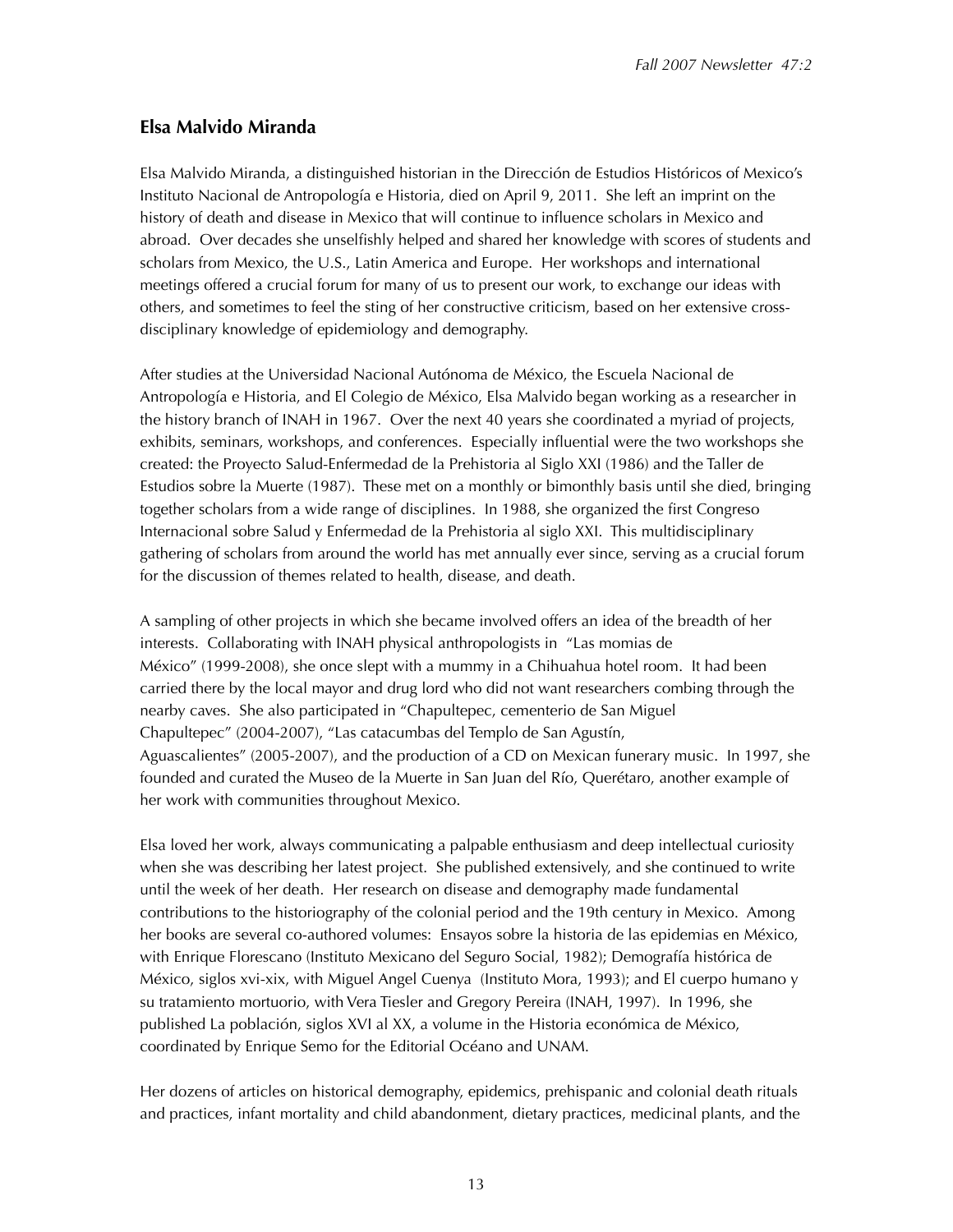## Elsa Malvido Miranda

Elsa Malvido Miranda, a distinguished historian in the Dirección de Estudios Históricos of Mexico's Instituto Nacional de Antropología e Historia, died on April 9, 2011. She left an imprint on the history of death and disease in Mexico that will continue to influence scholars in Mexico and abroad. Over decades she unselfishly helped and shared her knowledge with scores of students and scholars from Mexico, the U.S., Latin America and Europe. Her workshops and international meetings offered a crucial forum for many of us to present our work, to exchange our ideas with others, and sometimes to feel the sting of her constructive criticism, based on her extensive cross-disciplinary knowledge of epidemiology and demography.

After studies at the Universidad Nacional Autónoma de México, the Escuela Nacional de Antropología e Historia, and El Colegio de México, Elsa Malvido began working as a researcher in the history branch of INAH in 1967. Over the next 40 years she coordinated a myriad of projects, exhibits, seminars, workshops, and conferences. Especially influential were the two workshops she created: the Proyecto Salud-Enfermedad de la Prehistoria al Siglo XXI (1986) and the Taller de Estudios sobre la Muerte (1987). These met on a monthly or bimonthly basis until she died, bringing together scholars from a wide range of disciplines. In 1988, she organized the first Congreso Internacional sobre Salud y Enfermedad de la Prehistoria al siglo XXI. This multidisciplinary gathering of scholars from around the world has met annually ever since, serving as a crucial forum for the discussion of themes related to health, disease, and death.

A sampling of other projects in which she became involved offers an idea of the breadth of her interests. Collaborating with INAH physical anthropologists in "Las momias de México" (1999-2008), she once slept with a mummy in a Chihuahua hotel room. It had been carried there by the local mayor and drug lord who did not want researchers combing through the nearby caves. She also participated in "Chapultepec, cementerio de San Miguel Chapultepec" (2004-2007), "Las catacumbas del Templo de San Agustín, Aguascalientes" (2005-2007), and the production of a CD on Mexican funerary music. In 1997, she founded and curated the Museo de la Muerte in San Juan del Río, Querétaro, another example of her work with communities throughout Mexico.

Elsa loved her work, always communicating a palpable enthusiasm and deep intellectual curiosity when she was describing her latest project. She published extensively, and she continued to write until the week of her death. Her research on disease and demography made fundamental contributions to the historiography of the colonial period and the 19th century in Mexico. Among her books are several co-authored volumes: Ensayos sobre la historia de las epidemias en México, with Enrique Florescano (Instituto Mexicano del Seguro Social, 1982); Demografía histórica de México, siglos xvi-xix, with Miguel Angel Cuenya (Instituto Mora, 1993); and El cuerpo humano y su tratamiento mortuorio, with Vera Tiesler and Gregory Pereira (INAH, 1997). In 1996, she published La población, siglos XVI al XX, a volume in the Historia económica de México, coordinated by Enrique Semo for the Editorial Océano and UNAM.

Her dozens of articles on historical demography, epidemics, prehispanic and colonial death rituals and practices, infant mortality and child abandonment, dietary practices, medicinal plants, and the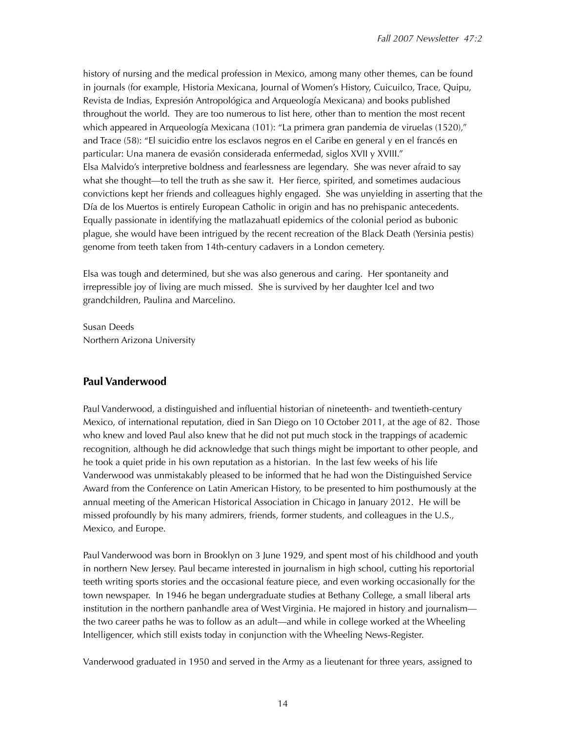history of nursing and the medical profession in Mexico, among many other themes, can be found in journals (for example, Historia Mexicana, Journal of Women's History, Cuicuilco, Trace, Quipu, Revista de Indias, Expresión Antropológica and Arqueología Mexicana) and books published throughout the world. They are too numerous to list here, other than to mention the most recent which appeared in Arqueología Mexicana (101): "La primera gran pandemia de viruelas (1520)," and Trace (58): "El suicidio entre los esclavos negros en el Caribe en general y en el francés en particular: Una manera de evasión considerada enfermedad, siglos XVII y XVIII."
Elsa Malvido's interpretive boldness and fearlessness are legendary. She was never afraid to say what she thought—to tell the truth as she saw it. Her fierce, spirited, and sometimes audacious convictions kept her friends and colleagues highly engaged. She was unyielding in asserting that the Día de los Muertos is entirely European Catholic in origin and has no prehispanic antecedents. Equally passionate in identifying the matlazahuatl epidemics of the colonial period as bubonic plague, she would have been intrigued by the recent recreation of the Black Death (Yersinia pestis) genome from teeth taken from 14th-century cadavers in a London cemetery.

Elsa was tough and determined, but she was also generous and caring. Her spontaneity and irrepressible joy of living are much missed. She is survived by her daughter Icel and two grandchildren, Paulina and Marcelino.

Susan Deeds
Northern Arizona University

## Paul Vanderwood

Paul Vanderwood, a distinguished and influential historian of nineteenth- and twentieth-century Mexico, of international reputation, died in San Diego on 10 October 2011, at the age of 82. Those who knew and loved Paul also knew that he did not put much stock in the trappings of academic recognition, although he did acknowledge that such things might be important to other people, and he took a quiet pride in his own reputation as a historian. In the last few weeks of his life Vanderwood was unmistakably pleased to be informed that he had won the Distinguished Service Award from the Conference on Latin American History, to be presented to him posthumously at the annual meeting of the American Historical Association in Chicago in January 2012. He will be missed profoundly by his many admirers, friends, former students, and colleagues in the U.S., Mexico, and Europe.

Paul Vanderwood was born in Brooklyn on 3 June 1929, and spent most of his childhood and youth in northern New Jersey. Paul became interested in journalism in high school, cutting his reportorial teeth writing sports stories and the occasional feature piece, and even working occasionally for the town newspaper. In 1946 he began undergraduate studies at Bethany College, a small liberal arts institution in the northern panhandle area of West Virginia. He majored in history and journalism—the two career paths he was to follow as an adult—and while in college worked at the Wheeling Intelligencer, which still exists today in conjunction with the Wheeling News-Register.

Vanderwood graduated in 1950 and served in the Army as a lieutenant for three years, assigned to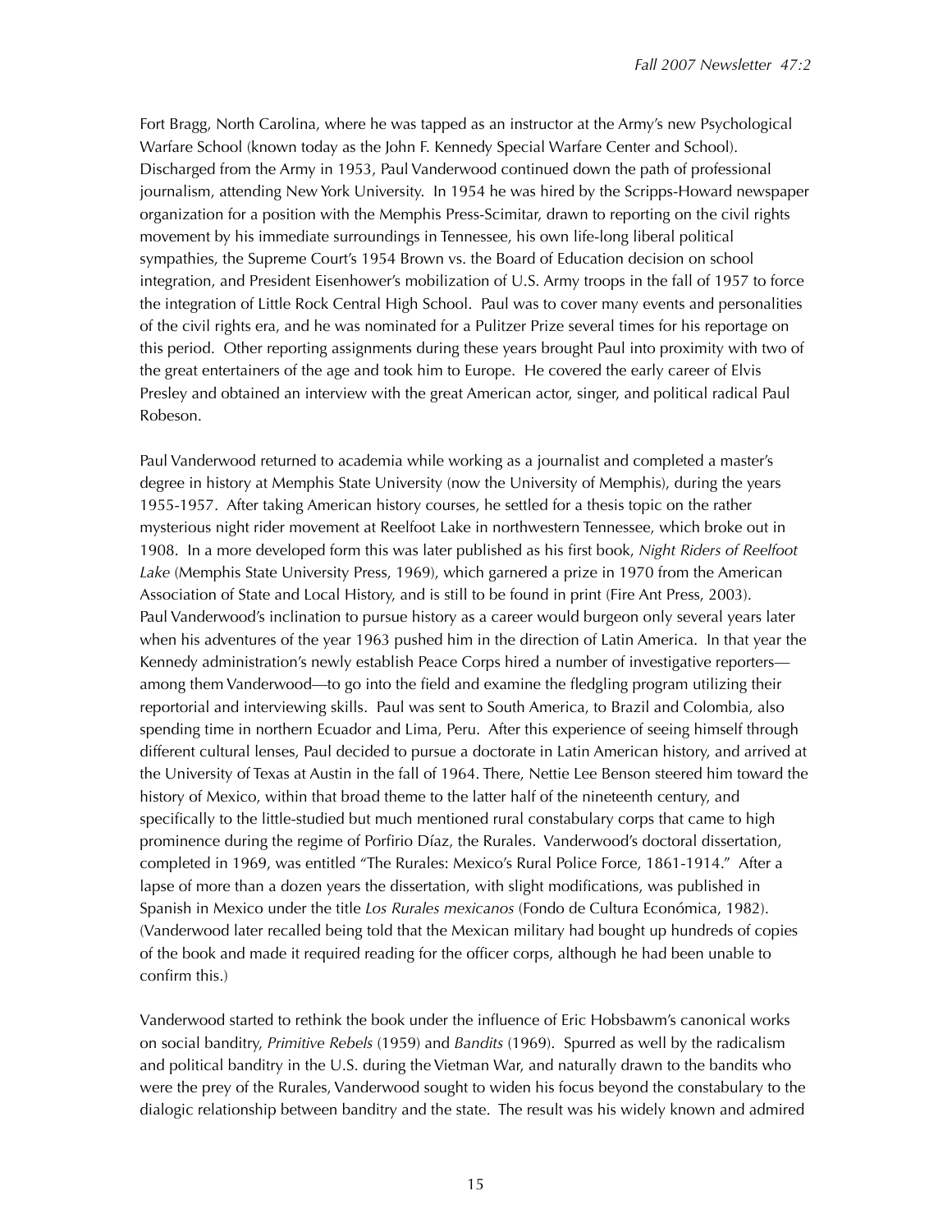Fort Bragg, North Carolina, where he was tapped as an instructor at the Army's new Psychological Warfare School (known today as the John F. Kennedy Special Warfare Center and School). Discharged from the Army in 1953, Paul Vanderwood continued down the path of professional journalism, attending New York University. In 1954 he was hired by the Scripps-Howard newspaper organization for a position with the Memphis Press-Scimitar, drawn to reporting on the civil rights movement by his immediate surroundings in Tennessee, his own life-long liberal political sympathies, the Supreme Court's 1954 Brown vs. the Board of Education decision on school integration, and President Eisenhower's mobilization of U.S. Army troops in the fall of 1957 to force the integration of Little Rock Central High School. Paul was to cover many events and personalities of the civil rights era, and he was nominated for a Pulitzer Prize several times for his reportage on this period. Other reporting assignments during these years brought Paul into proximity with two of the great entertainers of the age and took him to Europe. He covered the early career of Elvis Presley and obtained an interview with the great American actor, singer, and political radical Paul Robeson.

Paul Vanderwood returned to academia while working as a journalist and completed a master's degree in history at Memphis State University (now the University of Memphis), during the years 1955-1957. After taking American history courses, he settled for a thesis topic on the rather mysterious night rider movement at Reelfoot Lake in northwestern Tennessee, which broke out in 1908. In a more developed form this was later published as his first book, *Night Riders of Reelfoot Lake* (Memphis State University Press, 1969), which garnered a prize in 1970 from the American Association of State and Local History, and is still to be found in print (Fire Ant Press, 2003). Paul Vanderwood's inclination to pursue history as a career would burgeon only several years later when his adventures of the year 1963 pushed him in the direction of Latin America. In that year the Kennedy administration's newly establish Peace Corps hired a number of investigative reporters—among them Vanderwood—to go into the field and examine the fledgling program utilizing their reportorial and interviewing skills. Paul was sent to South America, to Brazil and Colombia, also spending time in northern Ecuador and Lima, Peru. After this experience of seeing himself through different cultural lenses, Paul decided to pursue a doctorate in Latin American history, and arrived at the University of Texas at Austin in the fall of 1964. There, Nettie Lee Benson steered him toward the history of Mexico, within that broad theme to the latter half of the nineteenth century, and specifically to the little-studied but much mentioned rural constabulary corps that came to high prominence during the regime of Porfirio Díaz, the Rurales. Vanderwood's doctoral dissertation, completed in 1969, was entitled "The Rurales: Mexico's Rural Police Force, 1861-1914." After a lapse of more than a dozen years the dissertation, with slight modifications, was published in Spanish in Mexico under the title *Los Rurales mexicanos* (Fondo de Cultura Económica, 1982). (Vanderwood later recalled being told that the Mexican military had bought up hundreds of copies of the book and made it required reading for the officer corps, although he had been unable to confirm this.)

Vanderwood started to rethink the book under the influence of Eric Hobsbawm's canonical works on social banditry, *Primitive Rebels* (1959) and *Bandits* (1969). Spurred as well by the radicalism and political banditry in the U.S. during the Vietman War, and naturally drawn to the bandits who were the prey of the Rurales, Vanderwood sought to widen his focus beyond the constabulary to the dialogic relationship between banditry and the state. The result was his widely known and admired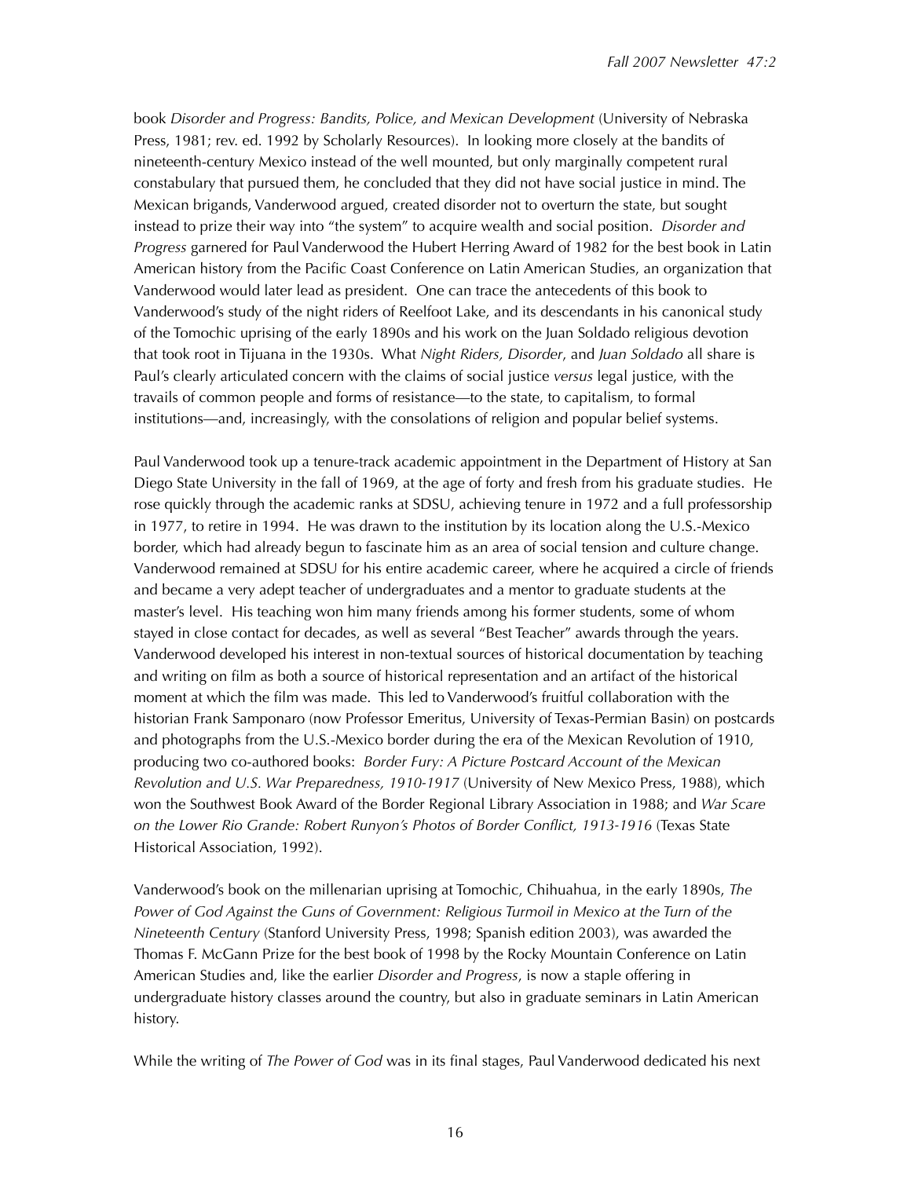book *Disorder and Progress: Bandits, Police, and Mexican Development* (University of Nebraska Press, 1981; rev. ed. 1992 by Scholarly Resources). In looking more closely at the bandits of nineteenth-century Mexico instead of the well mounted, but only marginally competent rural constabulary that pursued them, he concluded that they did not have social justice in mind. The Mexican brigands, Vanderwood argued, created disorder not to overturn the state, but sought instead to prize their way into "the system" to acquire wealth and social position. *Disorder and Progress* garnered for Paul Vanderwood the Hubert Herring Award of 1982 for the best book in Latin American history from the Pacific Coast Conference on Latin American Studies, an organization that Vanderwood would later lead as president. One can trace the antecedents of this book to Vanderwood's study of the night riders of Reelfoot Lake, and its descendants in his canonical study of the Tomochic uprising of the early 1890s and his work on the Juan Soldado religious devotion that took root in Tijuana in the 1930s. What *Night Riders, Disorder*, and *Juan Soldado* all share is Paul's clearly articulated concern with the claims of social justice *versus* legal justice, with the travails of common people and forms of resistance—to the state, to capitalism, to formal institutions—and, increasingly, with the consolations of religion and popular belief systems.

Paul Vanderwood took up a tenure-track academic appointment in the Department of History at San Diego State University in the fall of 1969, at the age of forty and fresh from his graduate studies. He rose quickly through the academic ranks at SDSU, achieving tenure in 1972 and a full professorship in 1977, to retire in 1994. He was drawn to the institution by its location along the U.S.-Mexico border, which had already begun to fascinate him as an area of social tension and culture change. Vanderwood remained at SDSU for his entire academic career, where he acquired a circle of friends and became a very adept teacher of undergraduates and a mentor to graduate students at the master's level. His teaching won him many friends among his former students, some of whom stayed in close contact for decades, as well as several "Best Teacher" awards through the years. Vanderwood developed his interest in non-textual sources of historical documentation by teaching and writing on film as both a source of historical representation and an artifact of the historical moment at which the film was made. This led to Vanderwood's fruitful collaboration with the historian Frank Samponaro (now Professor Emeritus, University of Texas-Permian Basin) on postcards and photographs from the U.S.-Mexico border during the era of the Mexican Revolution of 1910, producing two co-authored books: *Border Fury: A Picture Postcard Account of the Mexican Revolution and U.S. War Preparedness, 1910-1917* (University of New Mexico Press, 1988), which won the Southwest Book Award of the Border Regional Library Association in 1988; and *War Scare on the Lower Rio Grande: Robert Runyon's Photos of Border Conflict, 1913-1916* (Texas State Historical Association, 1992).

Vanderwood's book on the millenarian uprising at Tomochic, Chihuahua, in the early 1890s, *The Power of God Against the Guns of Government: Religious Turmoil in Mexico at the Turn of the Nineteenth Century* (Stanford University Press, 1998; Spanish edition 2003), was awarded the Thomas F. McGann Prize for the best book of 1998 by the Rocky Mountain Conference on Latin American Studies and, like the earlier *Disorder and Progress*, is now a staple offering in undergraduate history classes around the country, but also in graduate seminars in Latin American history.

While the writing of *The Power of God* was in its final stages, Paul Vanderwood dedicated his next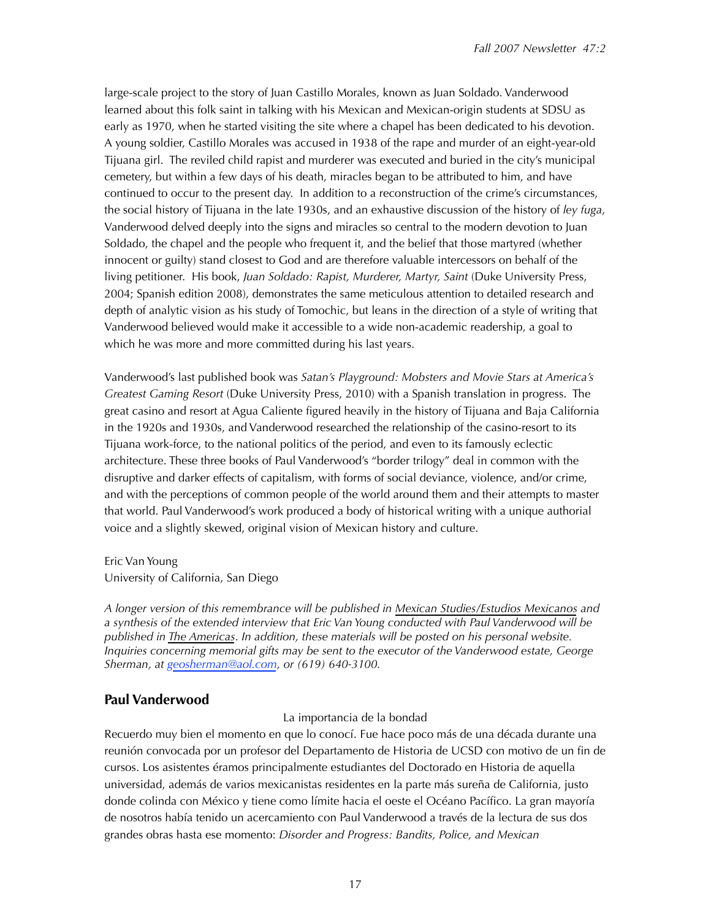large-scale project to the story of Juan Castillo Morales, known as Juan Soldado. Vanderwood learned about this folk saint in talking with his Mexican and Mexican-origin students at SDSU as early as 1970, when he started visiting the site where a chapel has been dedicated to his devotion. A young soldier, Castillo Morales was accused in 1938 of the rape and murder of an eight-year-old Tijuana girl. The reviled child rapist and murderer was executed and buried in the city's municipal cemetery, but within a few days of his death, miracles began to be attributed to him, and have continued to occur to the present day. In addition to a reconstruction of the crime's circumstances, the social history of Tijuana in the late 1930s, and an exhaustive discussion of the history of *ley fuga*, Vanderwood delved deeply into the signs and miracles so central to the modern devotion to Juan Soldado, the chapel and the people who frequent it, and the belief that those martyred (whether innocent or guilty) stand closest to God and are therefore valuable intercessors on behalf of the living petitioner. His book, *Juan Soldado: Rapist, Murderer, Martyr, Saint* (Duke University Press, 2004; Spanish edition 2008), demonstrates the same meticulous attention to detailed research and depth of analytic vision as his study of Tomochic, but leans in the direction of a style of writing that Vanderwood believed would make it accessible to a wide non-academic readership, a goal to which he was more and more committed during his last years.

Vanderwood's last published book was *Satan's Playground: Mobsters and Movie Stars at America's Greatest Gaming Resort* (Duke University Press, 2010) with a Spanish translation in progress. The great casino and resort at Agua Caliente figured heavily in the history of Tijuana and Baja California in the 1920s and 1930s, and Vanderwood researched the relationship of the casino-resort to its Tijuana work-force, to the national politics of the period, and even to its famously eclectic architecture. These three books of Paul Vanderwood's "border trilogy" deal in common with the disruptive and darker effects of capitalism, with forms of social deviance, violence, and/or crime, and with the perceptions of common people of the world around them and their attempts to master that world. Paul Vanderwood's work produced a body of historical writing with a unique authorial voice and a slightly skewed, original vision of Mexican history and culture.

Eric Van Young
University of California, San Diego

*A longer version of this remembrance will be published in Mexican Studies/Estudios Mexicanos and a synthesis of the extended interview that Eric Van Young conducted with Paul Vanderwood will be published in The Americas. In addition, these materials will be posted on his personal website. Inquiries concerning memorial gifts may be sent to the executor of the Vanderwood estate, George Sherman, at geosherman@aol.com, or (619) 640-3100.*

## Paul Vanderwood

La importancia de la bondad

Recuerdo muy bien el momento en que lo conocí. Fue hace poco más de una década durante una reunión convocada por un profesor del Departamento de Historia de UCSD con motivo de un fin de cursos. Los asistentes éramos principalmente estudiantes del Doctorado en Historia de aquella universidad, además de varios mexicanistas residentes en la parte más sureña de California, justo donde colinda con México y tiene como límite hacia el oeste el Océano Pacífico. La gran mayoría de nosotros había tenido un acercamiento con Paul Vanderwood a través de la lectura de sus dos grandes obras hasta ese momento: *Disorder and Progress: Bandits, Police, and Mexican*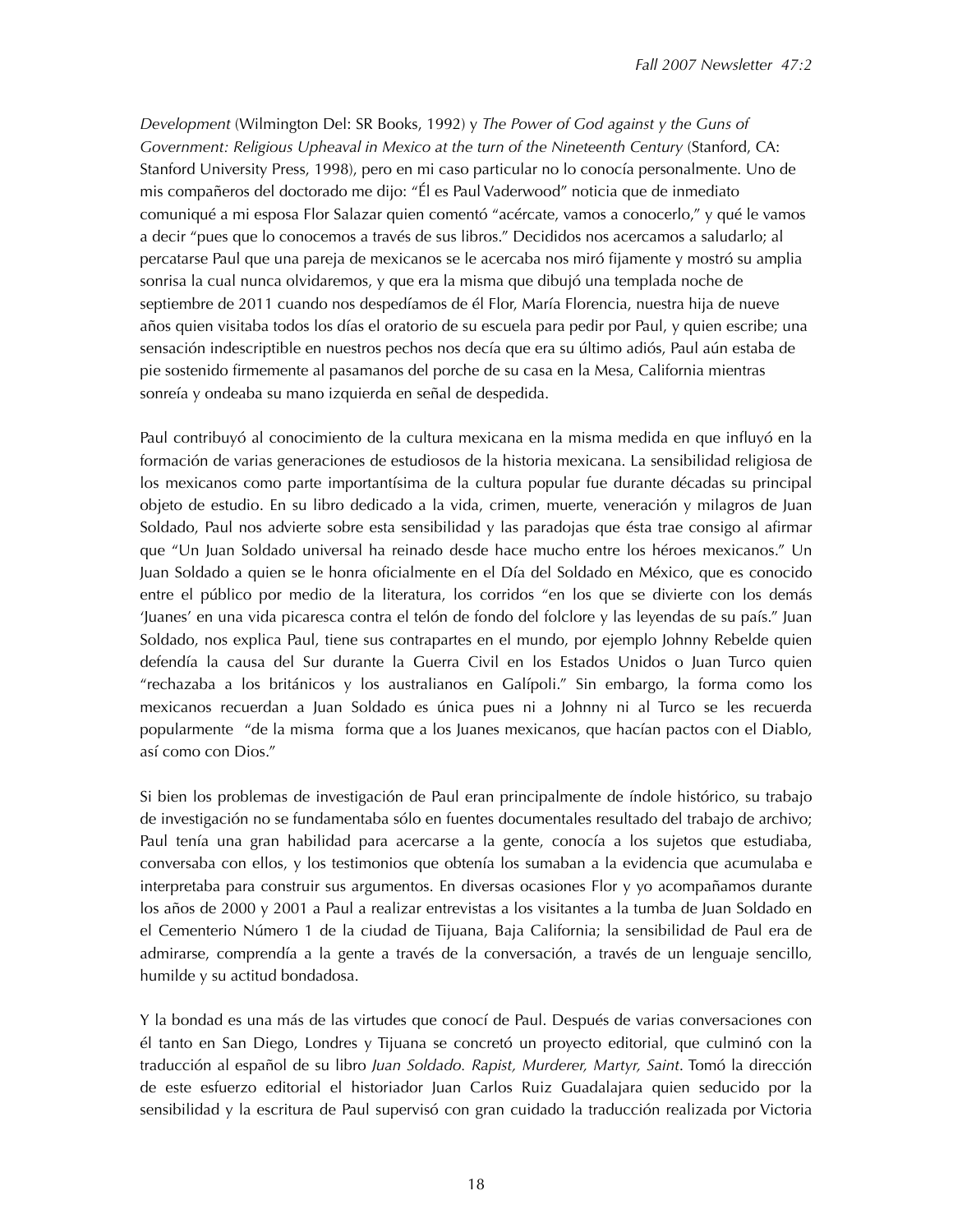*Development* (Wilmington Del: SR Books, 1992) y *The Power of God against y the Guns of Government: Religious Upheaval in Mexico at the turn of the Nineteenth Century* (Stanford, CA: Stanford University Press, 1998), pero en mi caso particular no lo conocía personalmente. Uno de mis compañeros del doctorado me dijo: "Él es Paul Vaderwood" noticia que de inmediato comuniqué a mi esposa Flor Salazar quien comentó "acércate, vamos a conocerlo," y qué le vamos a decir "pues que lo conocemos a través de sus libros." Decididos nos acercamos a saludarlo; al percatarse Paul que una pareja de mexicanos se le acercaba nos miró fijamente y mostró su amplia sonrisa la cual nunca olvidaremos, y que era la misma que dibujó una templada noche de septiembre de 2011 cuando nos despedíamos de él Flor, María Florencia, nuestra hija de nueve años quien visitaba todos los días el oratorio de su escuela para pedir por Paul, y quien escribe; una sensación indescriptible en nuestros pechos nos decía que era su último adiós, Paul aún estaba de pie sostenido firmemente al pasamanos del porche de su casa en la Mesa, California mientras sonreía y ondeaba su mano izquierda en señal de despedida.

Paul contribuyó al conocimiento de la cultura mexicana en la misma medida en que influyó en la formación de varias generaciones de estudiosos de la historia mexicana. La sensibilidad religiosa de los mexicanos como parte importantísima de la cultura popular fue durante décadas su principal objeto de estudio. En su libro dedicado a la vida, crimen, muerte, veneración y milagros de Juan Soldado, Paul nos advierte sobre esta sensibilidad y las paradojas que ésta trae consigo al afirmar que "Un Juan Soldado universal ha reinado desde hace mucho entre los héroes mexicanos." Un Juan Soldado a quien se le honra oficialmente en el Día del Soldado en México, que es conocido entre el público por medio de la literatura, los corridos "en los que se divierte con los demás 'Juanes' en una vida picaresca contra el telón de fondo del folclore y las leyendas de su país." Juan Soldado, nos explica Paul, tiene sus contrapartes en el mundo, por ejemplo Johnny Rebelde quien defendía la causa del Sur durante la Guerra Civil en los Estados Unidos o Juan Turco quien "rechazaba a los británicos y los australianos en Galípoli." Sin embargo, la forma como los mexicanos recuerdan a Juan Soldado es única pues ni a Johnny ni al Turco se les recuerda popularmente "de la misma forma que a los Juanes mexicanos, que hacían pactos con el Diablo, así como con Dios."

Si bien los problemas de investigación de Paul eran principalmente de índole histórico, su trabajo de investigación no se fundamentaba sólo en fuentes documentales resultado del trabajo de archivo; Paul tenía una gran habilidad para acercarse a la gente, conocía a los sujetos que estudiaba, conversaba con ellos, y los testimonios que obtenía los sumaban a la evidencia que acumulaba e interpretaba para construir sus argumentos. En diversas ocasiones Flor y yo acompañamos durante los años de 2000 y 2001 a Paul a realizar entrevistas a los visitantes a la tumba de Juan Soldado en el Cementerio Número 1 de la ciudad de Tijuana, Baja California; la sensibilidad de Paul era de admirarse, comprendía a la gente a través de la conversación, a través de un lenguaje sencillo, humilde y su actitud bondadosa.

Y la bondad es una más de las virtudes que conocí de Paul. Después de varias conversaciones con él tanto en San Diego, Londres y Tijuana se concretó un proyecto editorial, que culminó con la traducción al español de su libro *Juan Soldado. Rapist, Murderer, Martyr, Saint*. Tomó la dirección de este esfuerzo editorial el historiador Juan Carlos Ruiz Guadalajara quien seducido por la sensibilidad y la escritura de Paul supervisó con gran cuidado la traducción realizada por Victoria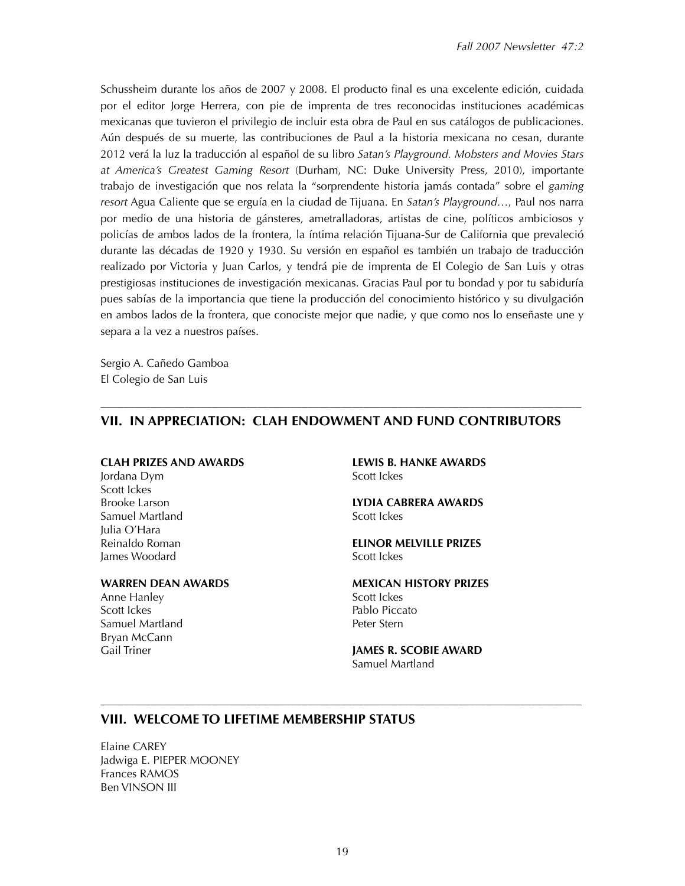Schussheim durante los años de 2007 y 2008. El producto final es una excelente edición, cuidada por el editor Jorge Herrera, con pie de imprenta de tres reconocidas instituciones académicas mexicanas que tuvieron el privilegio de incluir esta obra de Paul en sus catálogos de publicaciones. Aún después de su muerte, las contribuciones de Paul a la historia mexicana no cesan, durante 2012 verá la luz la traducción al español de su libro *Satan's Playground. Mobsters and Movies Stars at America's Greatest Gaming Resort* (Durham, NC: Duke University Press, 2010), importante trabajo de investigación que nos relata la "sorprendente historia jamás contada" sobre el *gaming resort* Agua Caliente que se erguía en la ciudad de Tijuana. En *Satan's Playground…*, Paul nos narra por medio de una historia de gánsteres, ametralladoras, artistas de cine, políticos ambiciosos y policías de ambos lados de la frontera, la íntima relación Tijuana-Sur de California que prevaleció durante las décadas de 1920 y 1930. Su versión en español es también un trabajo de traducción realizado por Victoria y Juan Carlos, y tendrá pie de imprenta de El Colegio de San Luis y otras prestigiosas instituciones de investigación mexicanas. Gracias Paul por tu bondad y por tu sabiduría pues sabías de la importancia que tiene la producción del conocimiento histórico y su divulgación en ambos lados de la frontera, que conociste mejor que nadie, y que como nos lo enseñaste une y separa a la vez a nuestros países.

Sergio A. Cañedo Gamboa
El Colegio de San Luis

## VII. IN APPRECIATION: CLAH ENDOWMENT AND FUND CONTRIBUTORS

**CLAH PRIZES AND AWARDS**
Jordana Dym
Scott Ickes
Brooke Larson
Samuel Martland
Julia O'Hara
Reinaldo Roman
James Woodard

**WARREN DEAN AWARDS**
Anne Hanley
Scott Ickes
Samuel Martland
Bryan McCann
Gail Triner

**LEWIS B. HANKE AWARDS**
Scott Ickes

**LYDIA CABRERA AWARDS**
Scott Ickes

**ELINOR MELVILLE PRIZES**
Scott Ickes

**MEXICAN HISTORY PRIZES**
Scott Ickes
Pablo Piccato
Peter Stern

**JAMES R. SCOBIE AWARD**
Samuel Martland

## VIII. WELCOME TO LIFETIME MEMBERSHIP STATUS

Elaine CAREY
Jadwiga E. PIEPER MOONEY
Frances RAMOS
Ben VINSON III